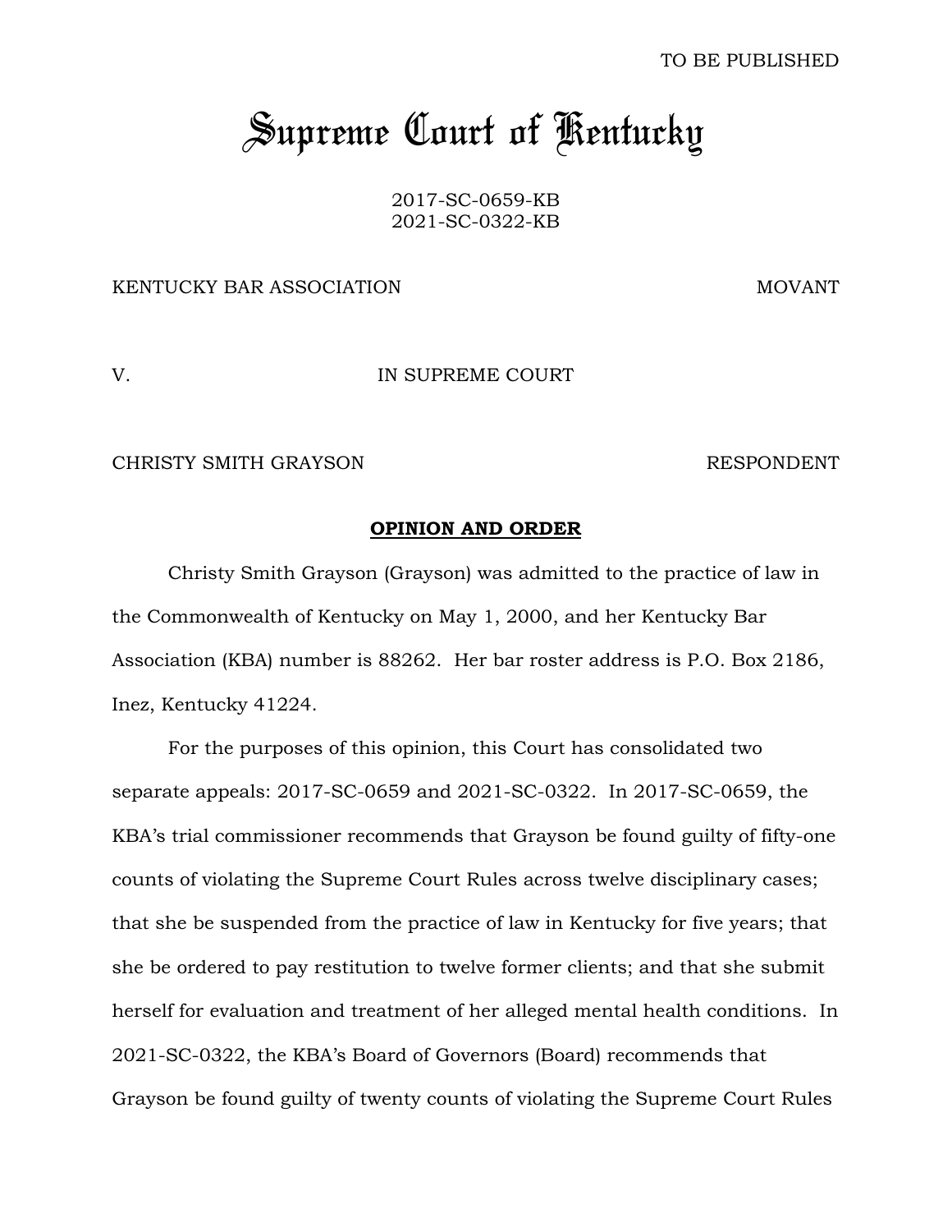TO BE PUBLISHED

# Supreme Court of Kentucky

2017-SC-0659-KB
2021-SC-0322-KB

KENTUCKY BAR ASSOCIATION MOVANT

V. IN SUPREME COURT

CHRISTY SMITH GRAYSON RESPONDENT

**OPINION AND ORDER**

Christy Smith Grayson (Grayson) was admitted to the practice of law in the Commonwealth of Kentucky on May 1, 2000, and her Kentucky Bar Association (KBA) number is 88262. Her bar roster address is P.O. Box 2186, Inez, Kentucky 41224.

For the purposes of this opinion, this Court has consolidated two separate appeals: 2017-SC-0659 and 2021-SC-0322. In 2017-SC-0659, the KBA's trial commissioner recommends that Grayson be found guilty of fifty-one counts of violating the Supreme Court Rules across twelve disciplinary cases; that she be suspended from the practice of law in Kentucky for five years; that she be ordered to pay restitution to twelve former clients; and that she submit herself for evaluation and treatment of her alleged mental health conditions. In 2021-SC-0322, the KBA's Board of Governors (Board) recommends that Grayson be found guilty of twenty counts of violating the Supreme Court Rules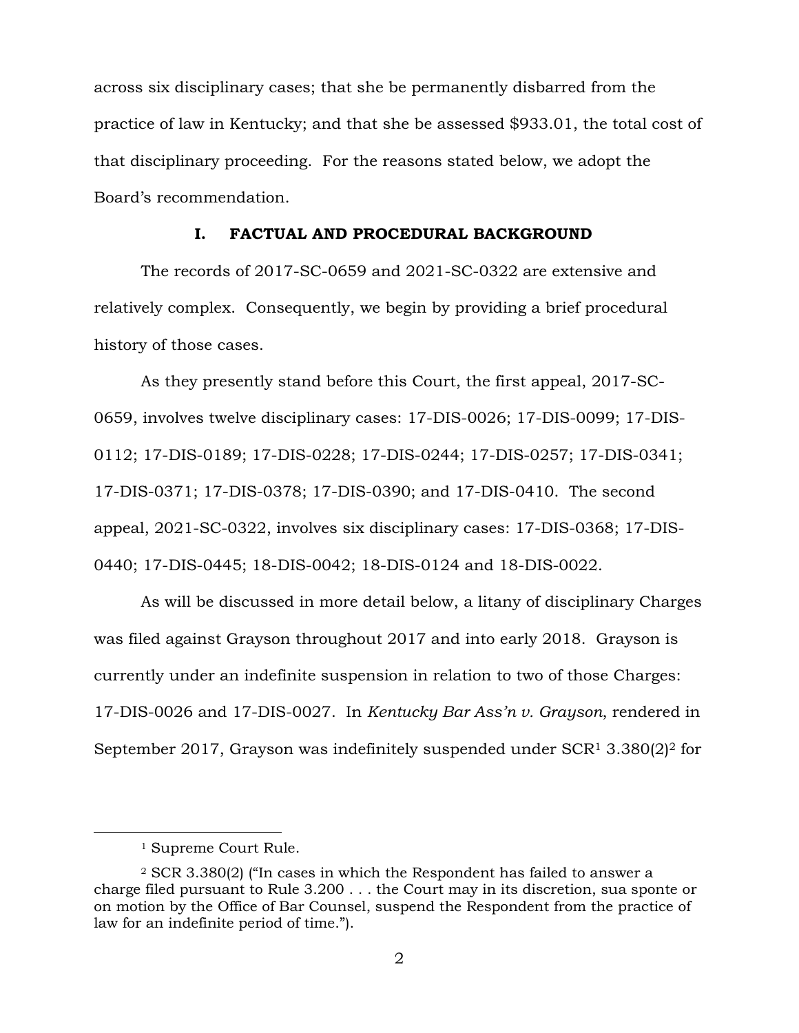across six disciplinary cases; that she be permanently disbarred from the practice of law in Kentucky; and that she be assessed $933.01, the total cost of that disciplinary proceeding. For the reasons stated below, we adopt the Board's recommendation.

## I. FACTUAL AND PROCEDURAL BACKGROUND

The records of 2017-SC-0659 and 2021-SC-0322 are extensive and relatively complex. Consequently, we begin by providing a brief procedural history of those cases.

As they presently stand before this Court, the first appeal, 2017-SC-0659, involves twelve disciplinary cases: 17-DIS-0026; 17-DIS-0099; 17-DIS-0112; 17-DIS-0189; 17-DIS-0228; 17-DIS-0244; 17-DIS-0257; 17-DIS-0341; 17-DIS-0371; 17-DIS-0378; 17-DIS-0390; and 17-DIS-0410. The second appeal, 2021-SC-0322, involves six disciplinary cases: 17-DIS-0368; 17-DIS-0440; 17-DIS-0445; 18-DIS-0042; 18-DIS-0124 and 18-DIS-0022.

As will be discussed in more detail below, a litany of disciplinary Charges was filed against Grayson throughout 2017 and into early 2018. Grayson is currently under an indefinite suspension in relation to two of those Charges: 17-DIS-0026 and 17-DIS-0027. In *Kentucky Bar Ass'n v. Grayson*, rendered in September 2017, Grayson was indefinitely suspended under SCR[1] 3.380(2)[2] for

---

[1] Supreme Court Rule.

[2] SCR 3.380(2) ("In cases in which the Respondent has failed to answer a charge filed pursuant to Rule 3.200 . . . the Court may in its discretion, sua sponte or on motion by the Office of Bar Counsel, suspend the Respondent from the practice of law for an indefinite period of time.").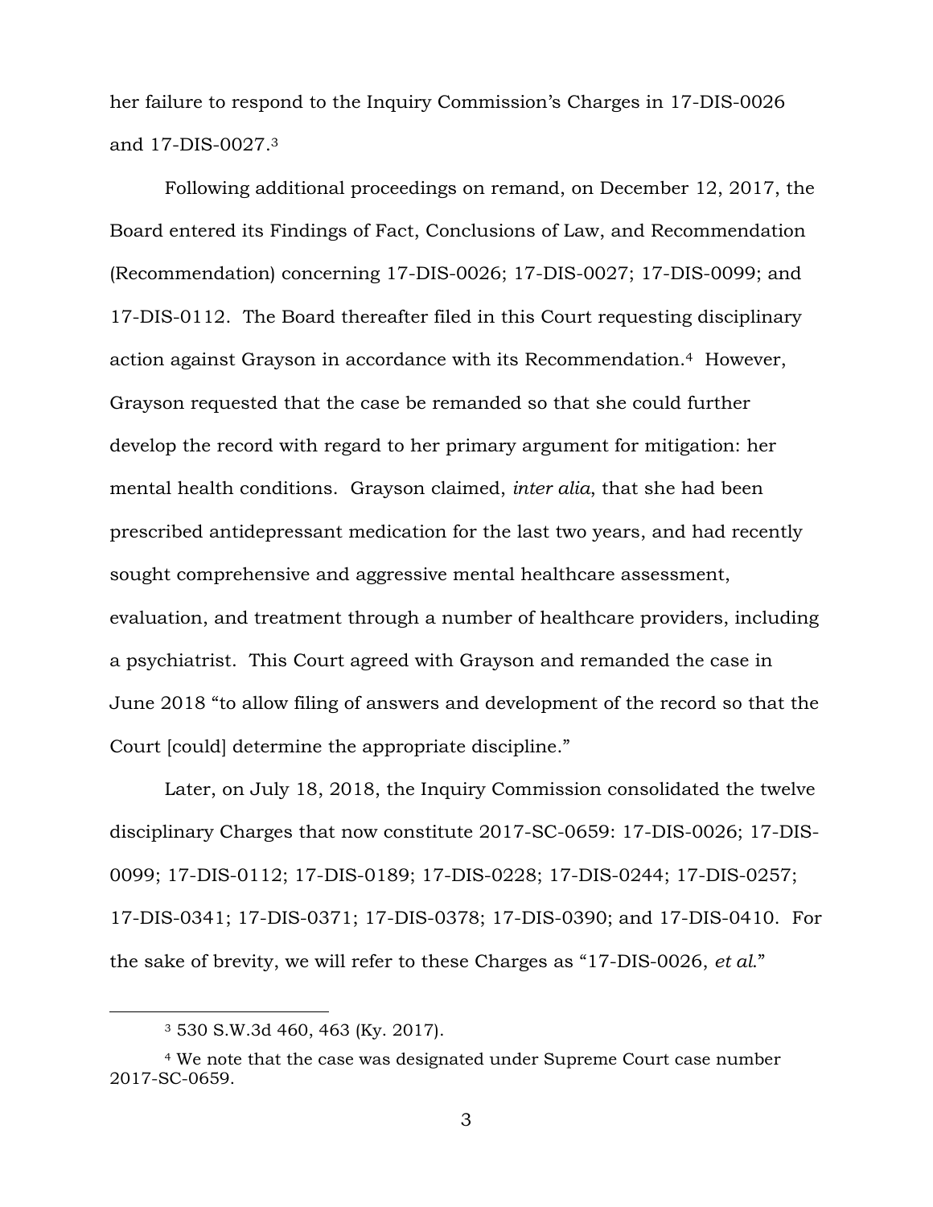her failure to respond to the Inquiry Commission's Charges in 17-DIS-0026 and 17-DIS-0027.[3]

Following additional proceedings on remand, on December 12, 2017, the Board entered its Findings of Fact, Conclusions of Law, and Recommendation (Recommendation) concerning 17-DIS-0026; 17-DIS-0027; 17-DIS-0099; and 17-DIS-0112. The Board thereafter filed in this Court requesting disciplinary action against Grayson in accordance with its Recommendation.[4] However, Grayson requested that the case be remanded so that she could further develop the record with regard to her primary argument for mitigation: her mental health conditions. Grayson claimed, *inter alia*, that she had been prescribed antidepressant medication for the last two years, and had recently sought comprehensive and aggressive mental healthcare assessment, evaluation, and treatment through a number of healthcare providers, including a psychiatrist. This Court agreed with Grayson and remanded the case in June 2018 "to allow filing of answers and development of the record so that the Court [could] determine the appropriate discipline."

Later, on July 18, 2018, the Inquiry Commission consolidated the twelve disciplinary Charges that now constitute 2017-SC-0659: 17-DIS-0026; 17-DIS-0099; 17-DIS-0112; 17-DIS-0189; 17-DIS-0228; 17-DIS-0244; 17-DIS-0257; 17-DIS-0341; 17-DIS-0371; 17-DIS-0378; 17-DIS-0390; and 17-DIS-0410. For the sake of brevity, we will refer to these Charges as "17-DIS-0026, *et al.*"

---

[3] 530 S.W.3d 460, 463 (Ky. 2017).

[4] We note that the case was designated under Supreme Court case number 2017-SC-0659.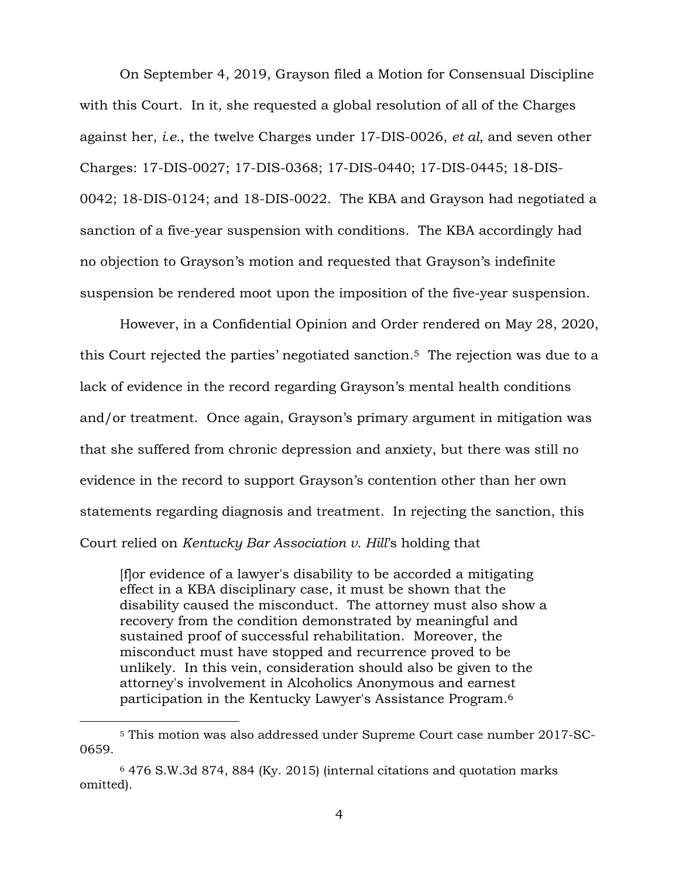On September 4, 2019, Grayson filed a Motion for Consensual Discipline with this Court. In it, she requested a global resolution of all of the Charges against her, *i.e.*, the twelve Charges under 17-DIS-0026, *et al*, and seven other Charges: 17-DIS-0027; 17-DIS-0368; 17-DIS-0440; 17-DIS-0445; 18-DIS-0042; 18-DIS-0124; and 18-DIS-0022. The KBA and Grayson had negotiated a sanction of a five-year suspension with conditions. The KBA accordingly had no objection to Grayson's motion and requested that Grayson's indefinite suspension be rendered moot upon the imposition of the five-year suspension.

However, in a Confidential Opinion and Order rendered on May 28, 2020, this Court rejected the parties' negotiated sanction.[5] The rejection was due to a lack of evidence in the record regarding Grayson's mental health conditions and/or treatment. Once again, Grayson's primary argument in mitigation was that she suffered from chronic depression and anxiety, but there was still no evidence in the record to support Grayson's contention other than her own statements regarding diagnosis and treatment. In rejecting the sanction, this Court relied on *Kentucky Bar Association v. Hill*'s holding that

> [f]or evidence of a lawyer's disability to be accorded a mitigating effect in a KBA disciplinary case, it must be shown that the disability caused the misconduct. The attorney must also show a recovery from the condition demonstrated by meaningful and sustained proof of successful rehabilitation. Moreover, the misconduct must have stopped and recurrence proved to be unlikely. In this vein, consideration should also be given to the attorney's involvement in Alcoholics Anonymous and earnest participation in the Kentucky Lawyer's Assistance Program.[6]

---

[5] This motion was also addressed under Supreme Court case number 2017-SC-0659.

[6] 476 S.W.3d 874, 884 (Ky. 2015) (internal citations and quotation marks omitted).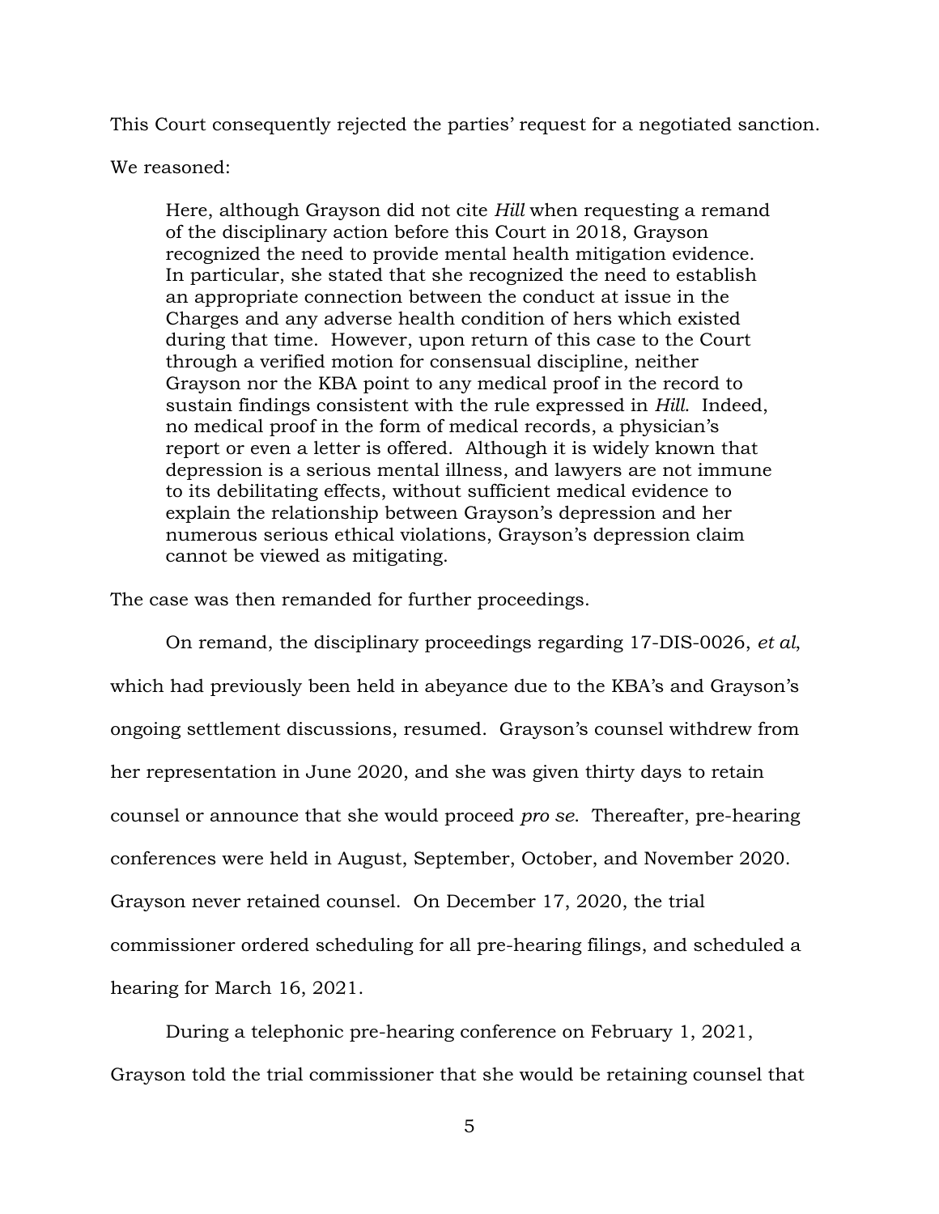This Court consequently rejected the parties' request for a negotiated sanction.

We reasoned:

> Here, although Grayson did not cite *Hill* when requesting a remand of the disciplinary action before this Court in 2018, Grayson recognized the need to provide mental health mitigation evidence. In particular, she stated that she recognized the need to establish an appropriate connection between the conduct at issue in the Charges and any adverse health condition of hers which existed during that time. However, upon return of this case to the Court through a verified motion for consensual discipline, neither Grayson nor the KBA point to any medical proof in the record to sustain findings consistent with the rule expressed in *Hill*. Indeed, no medical proof in the form of medical records, a physician's report or even a letter is offered. Although it is widely known that depression is a serious mental illness, and lawyers are not immune to its debilitating effects, without sufficient medical evidence to explain the relationship between Grayson's depression and her numerous serious ethical violations, Grayson's depression claim cannot be viewed as mitigating.

The case was then remanded for further proceedings.

On remand, the disciplinary proceedings regarding 17-DIS-0026, *et al*, which had previously been held in abeyance due to the KBA's and Grayson's ongoing settlement discussions, resumed. Grayson's counsel withdrew from her representation in June 2020, and she was given thirty days to retain counsel or announce that she would proceed *pro se*. Thereafter, pre-hearing conferences were held in August, September, October, and November 2020. Grayson never retained counsel. On December 17, 2020, the trial commissioner ordered scheduling for all pre-hearing filings, and scheduled a hearing for March 16, 2021.

During a telephonic pre-hearing conference on February 1, 2021, Grayson told the trial commissioner that she would be retaining counsel that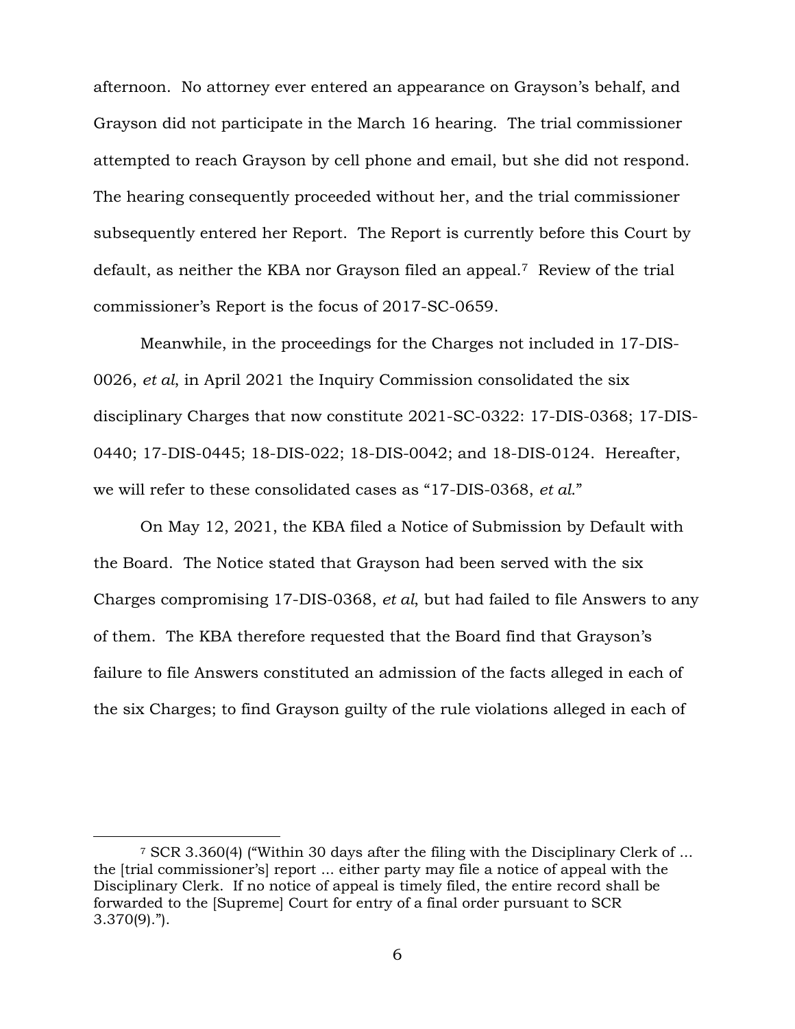afternoon. No attorney ever entered an appearance on Grayson's behalf, and Grayson did not participate in the March 16 hearing. The trial commissioner attempted to reach Grayson by cell phone and email, but she did not respond. The hearing consequently proceeded without her, and the trial commissioner subsequently entered her Report. The Report is currently before this Court by default, as neither the KBA nor Grayson filed an appeal.[7] Review of the trial commissioner's Report is the focus of 2017-SC-0659.

Meanwhile, in the proceedings for the Charges not included in 17-DIS-0026, *et al*, in April 2021 the Inquiry Commission consolidated the six disciplinary Charges that now constitute 2021-SC-0322: 17-DIS-0368; 17-DIS-0440; 17-DIS-0445; 18-DIS-022; 18-DIS-0042; and 18-DIS-0124. Hereafter, we will refer to these consolidated cases as "17-DIS-0368, *et al*."

On May 12, 2021, the KBA filed a Notice of Submission by Default with the Board. The Notice stated that Grayson had been served with the six Charges compromising 17-DIS-0368, *et al*, but had failed to file Answers to any of them. The KBA therefore requested that the Board find that Grayson's failure to file Answers constituted an admission of the facts alleged in each of the six Charges; to find Grayson guilty of the rule violations alleged in each of

---

[7] SCR 3.360(4) ("Within 30 days after the filing with the Disciplinary Clerk of ... the [trial commissioner's] report ... either party may file a notice of appeal with the Disciplinary Clerk. If no notice of appeal is timely filed, the entire record shall be forwarded to the [Supreme] Court for entry of a final order pursuant to SCR 3.370(9).").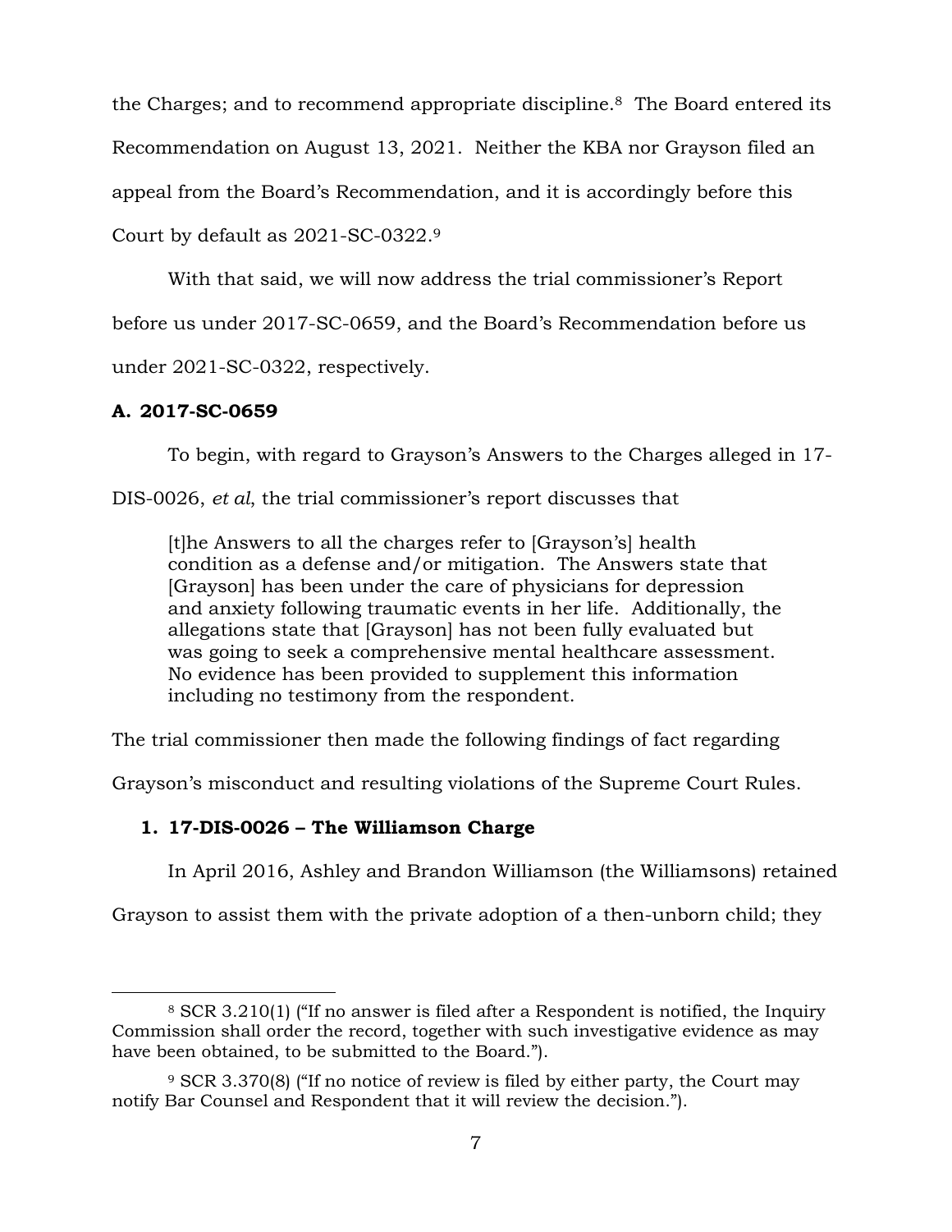the Charges; and to recommend appropriate discipline.[8] The Board entered its Recommendation on August 13, 2021. Neither the KBA nor Grayson filed an appeal from the Board's Recommendation, and it is accordingly before this Court by default as 2021-SC-0322.[9]

With that said, we will now address the trial commissioner's Report before us under 2017-SC-0659, and the Board's Recommendation before us under 2021-SC-0322, respectively.

### A. 2017-SC-0659

To begin, with regard to Grayson's Answers to the Charges alleged in 17-DIS-0026, *et al*, the trial commissioner's report discusses that

> [t]he Answers to all the charges refer to [Grayson's] health condition as a defense and/or mitigation. The Answers state that [Grayson] has been under the care of physicians for depression and anxiety following traumatic events in her life. Additionally, the allegations state that [Grayson] has not been fully evaluated but was going to seek a comprehensive mental healthcare assessment. No evidence has been provided to supplement this information including no testimony from the respondent.

The trial commissioner then made the following findings of fact regarding Grayson's misconduct and resulting violations of the Supreme Court Rules.

#### 1. 17-DIS-0026 – The Williamson Charge

In April 2016, Ashley and Brandon Williamson (the Williamsons) retained Grayson to assist them with the private adoption of a then-unborn child; they

---

[8] SCR 3.210(1) ("If no answer is filed after a Respondent is notified, the Inquiry Commission shall order the record, together with such investigative evidence as may have been obtained, to be submitted to the Board.").

[9] SCR 3.370(8) ("If no notice of review is filed by either party, the Court may notify Bar Counsel and Respondent that it will review the decision.").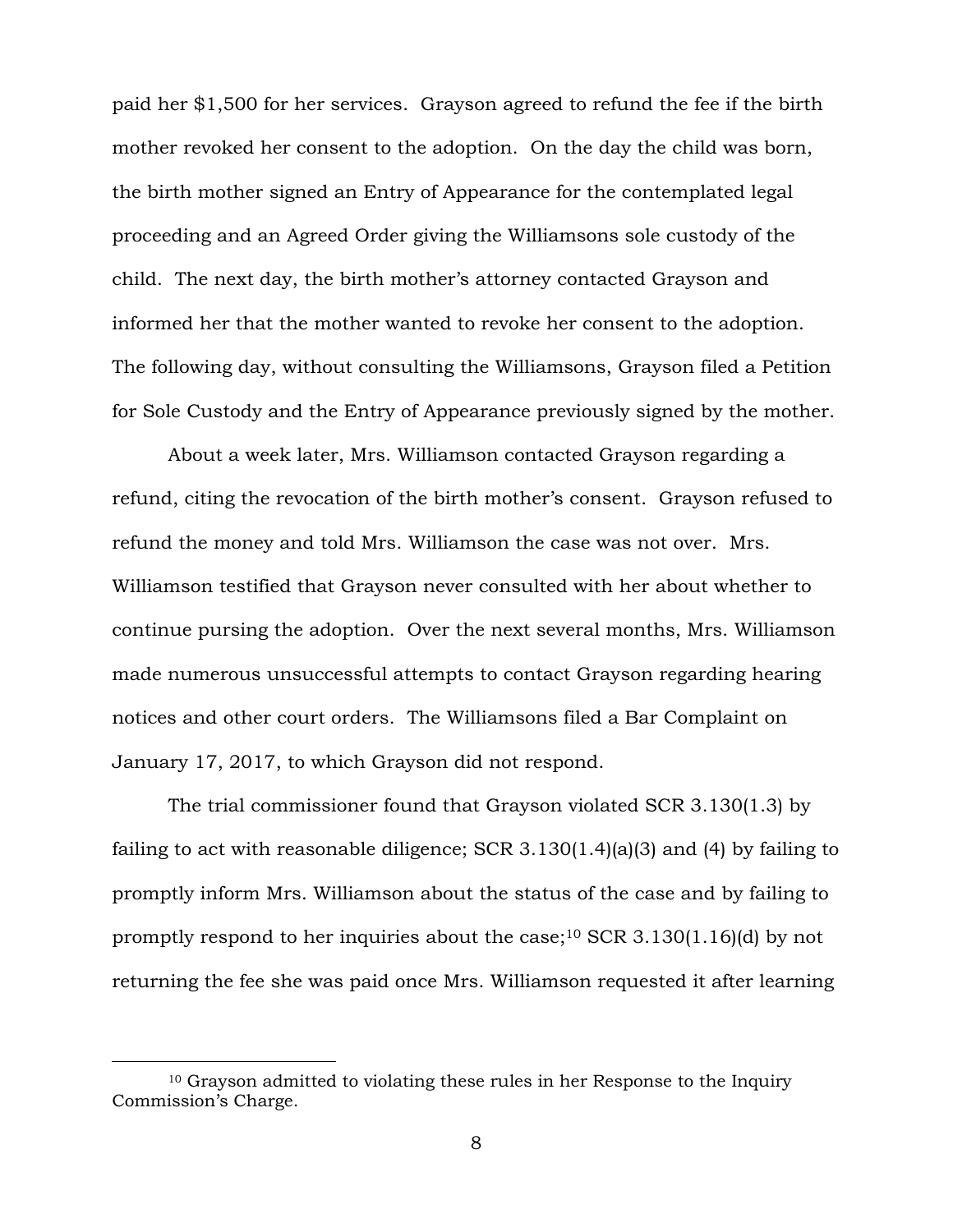paid her $1,500 for her services. Grayson agreed to refund the fee if the birth mother revoked her consent to the adoption. On the day the child was born, the birth mother signed an Entry of Appearance for the contemplated legal proceeding and an Agreed Order giving the Williamsons sole custody of the child. The next day, the birth mother's attorney contacted Grayson and informed her that the mother wanted to revoke her consent to the adoption. The following day, without consulting the Williamsons, Grayson filed a Petition for Sole Custody and the Entry of Appearance previously signed by the mother.

About a week later, Mrs. Williamson contacted Grayson regarding a refund, citing the revocation of the birth mother's consent. Grayson refused to refund the money and told Mrs. Williamson the case was not over. Mrs. Williamson testified that Grayson never consulted with her about whether to continue pursuing the adoption. Over the next several months, Mrs. Williamson made numerous unsuccessful attempts to contact Grayson regarding hearing notices and other court orders. The Williamsons filed a Bar Complaint on January 17, 2017, to which Grayson did not respond.

The trial commissioner found that Grayson violated SCR 3.130(1.3) by failing to act with reasonable diligence; SCR 3.130(1.4)(a)(3) and (4) by failing to promptly inform Mrs. Williamson about the status of the case and by failing to promptly respond to her inquiries about the case;[10] SCR 3.130(1.16)(d) by not returning the fee she was paid once Mrs. Williamson requested it after learning

[10] Grayson admitted to violating these rules in her Response to the Inquiry Commission's Charge.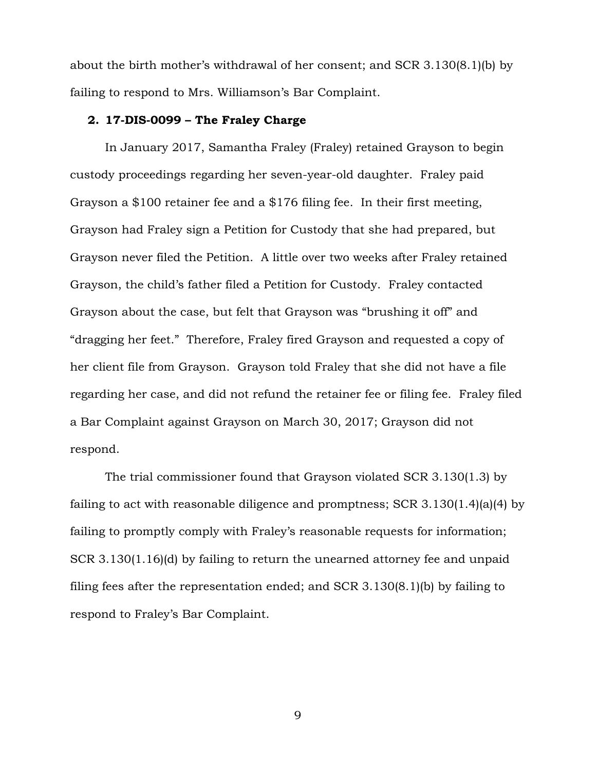about the birth mother's withdrawal of her consent; and SCR 3.130(8.1)(b) by failing to respond to Mrs. Williamson's Bar Complaint.

### 2. 17-DIS-0099 – The Fraley Charge

In January 2017, Samantha Fraley (Fraley) retained Grayson to begin custody proceedings regarding her seven-year-old daughter. Fraley paid Grayson a $100 retainer fee and a $176 filing fee. In their first meeting, Grayson had Fraley sign a Petition for Custody that she had prepared, but Grayson never filed the Petition. A little over two weeks after Fraley retained Grayson, the child's father filed a Petition for Custody. Fraley contacted Grayson about the case, but felt that Grayson was "brushing it off" and "dragging her feet." Therefore, Fraley fired Grayson and requested a copy of her client file from Grayson. Grayson told Fraley that she did not have a file regarding her case, and did not refund the retainer fee or filing fee. Fraley filed a Bar Complaint against Grayson on March 30, 2017; Grayson did not respond.

The trial commissioner found that Grayson violated SCR 3.130(1.3) by failing to act with reasonable diligence and promptness; SCR 3.130(1.4)(a)(4) by failing to promptly comply with Fraley's reasonable requests for information; SCR 3.130(1.16)(d) by failing to return the unearned attorney fee and unpaid filing fees after the representation ended; and SCR 3.130(8.1)(b) by failing to respond to Fraley's Bar Complaint.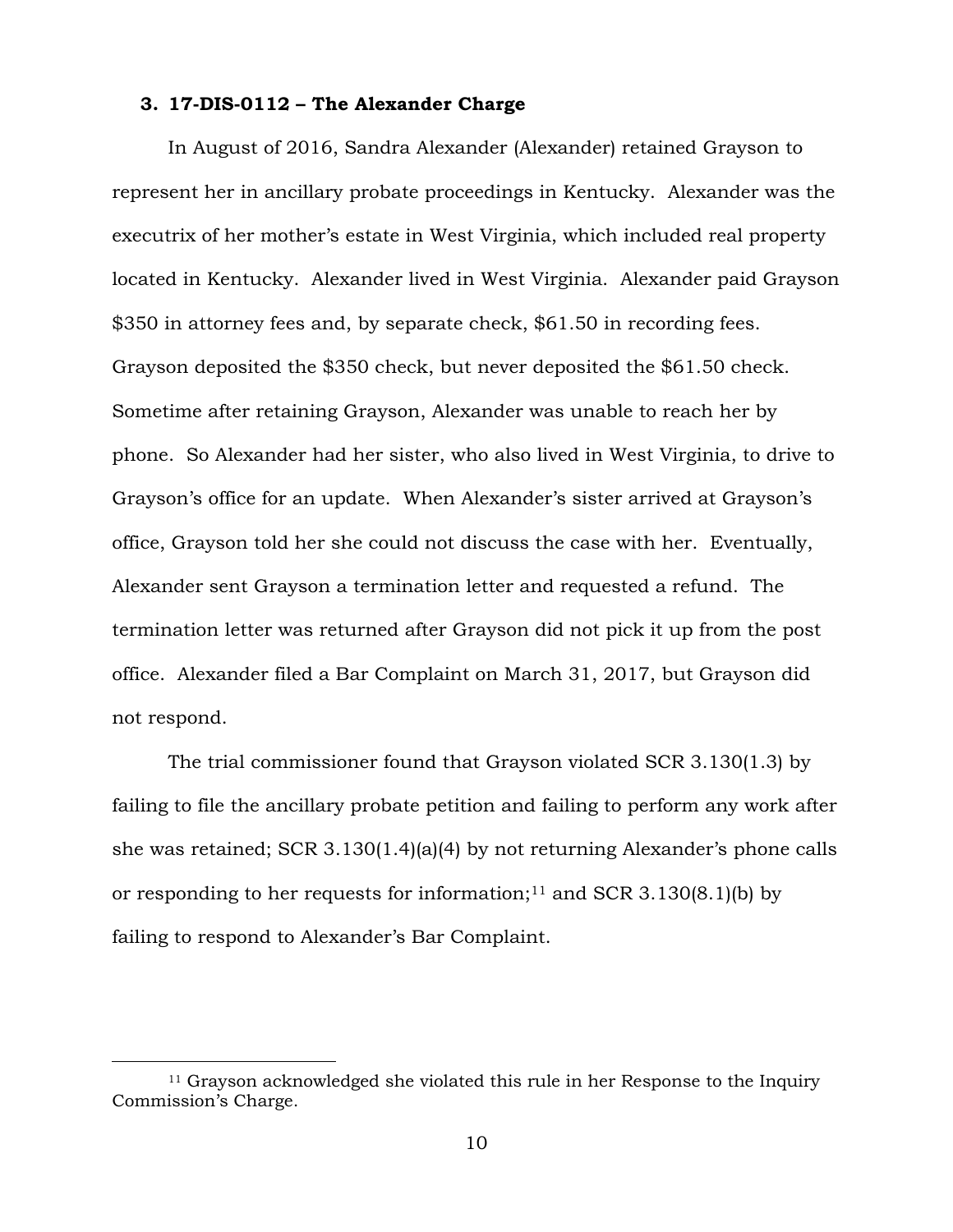### 3. 17-DIS-0112 – The Alexander Charge

In August of 2016, Sandra Alexander (Alexander) retained Grayson to represent her in ancillary probate proceedings in Kentucky. Alexander was the executrix of her mother's estate in West Virginia, which included real property located in Kentucky. Alexander lived in West Virginia. Alexander paid Grayson $350 in attorney fees and, by separate check, $61.50 in recording fees. Grayson deposited the $350 check, but never deposited the $61.50 check. Sometime after retaining Grayson, Alexander was unable to reach her by phone. So Alexander had her sister, who also lived in West Virginia, to drive to Grayson's office for an update. When Alexander's sister arrived at Grayson's office, Grayson told her she could not discuss the case with her. Eventually, Alexander sent Grayson a termination letter and requested a refund. The termination letter was returned after Grayson did not pick it up from the post office. Alexander filed a Bar Complaint on March 31, 2017, but Grayson did not respond.

The trial commissioner found that Grayson violated SCR 3.130(1.3) by failing to file the ancillary probate petition and failing to perform any work after she was retained; SCR 3.130(1.4)(a)(4) by not returning Alexander's phone calls or responding to her requests for information;[11] and SCR 3.130(8.1)(b) by failing to respond to Alexander's Bar Complaint.

[11] Grayson acknowledged she violated this rule in her Response to the Inquiry Commission's Charge.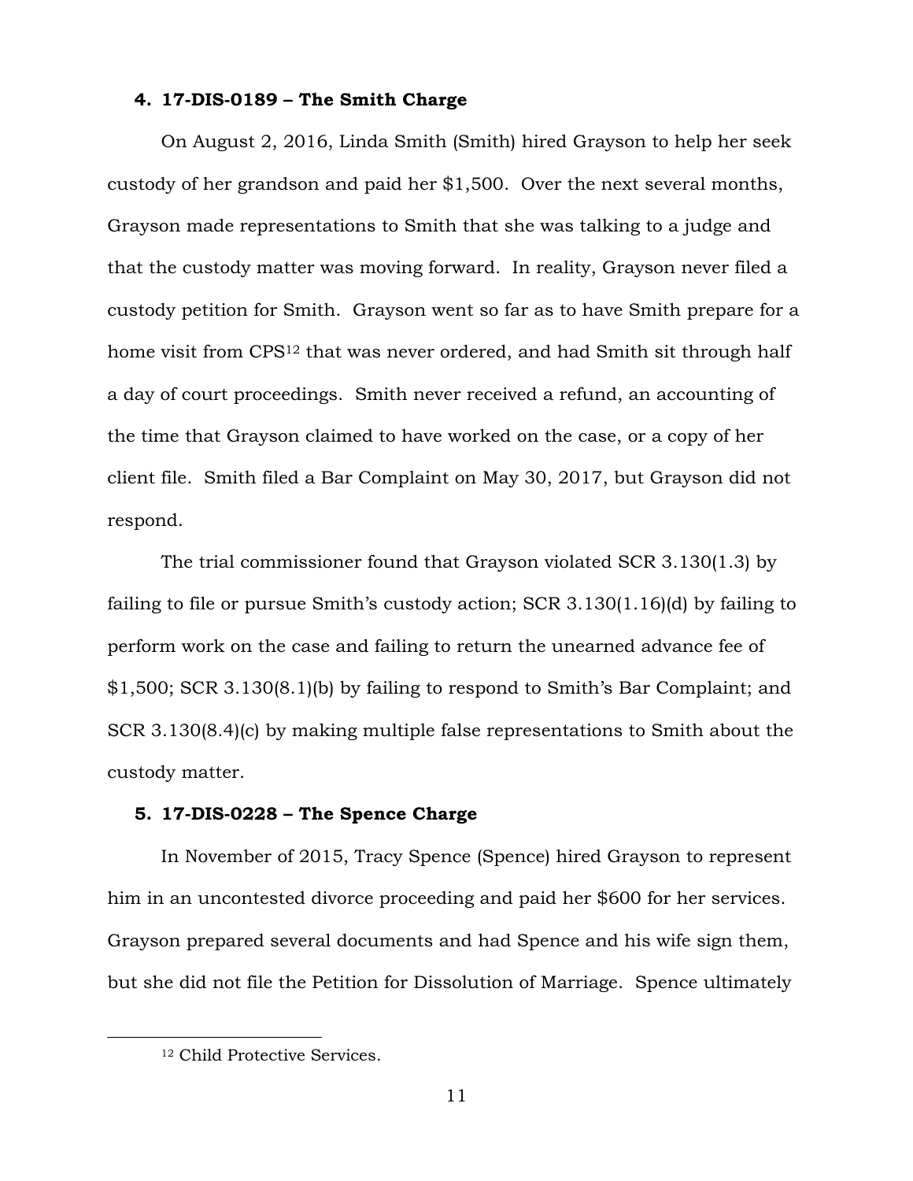#### 4. 17-DIS-0189 – The Smith Charge

On August 2, 2016, Linda Smith (Smith) hired Grayson to help her seek custody of her grandson and paid her $1,500. Over the next several months, Grayson made representations to Smith that she was talking to a judge and that the custody matter was moving forward. In reality, Grayson never filed a custody petition for Smith. Grayson went so far as to have Smith prepare for a home visit from CPS[12] that was never ordered, and had Smith sit through half a day of court proceedings. Smith never received a refund, an accounting of the time that Grayson claimed to have worked on the case, or a copy of her client file. Smith filed a Bar Complaint on May 30, 2017, but Grayson did not respond.

The trial commissioner found that Grayson violated SCR 3.130(1.3) by failing to file or pursue Smith's custody action; SCR 3.130(1.16)(d) by failing to perform work on the case and failing to return the unearned advance fee of $1,500; SCR 3.130(8.1)(b) by failing to respond to Smith's Bar Complaint; and SCR 3.130(8.4)(c) by making multiple false representations to Smith about the custody matter.

#### 5. 17-DIS-0228 – The Spence Charge

In November of 2015, Tracy Spence (Spence) hired Grayson to represent him in an uncontested divorce proceeding and paid her $600 for her services. Grayson prepared several documents and had Spence and his wife sign them, but she did not file the Petition for Dissolution of Marriage. Spence ultimately

[12] Child Protective Services.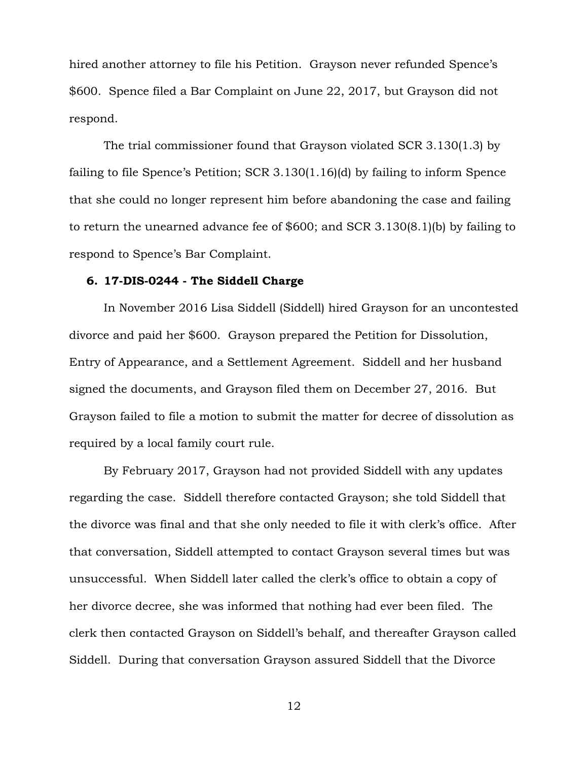hired another attorney to file his Petition. Grayson never refunded Spence's $600. Spence filed a Bar Complaint on June 22, 2017, but Grayson did not respond.

The trial commissioner found that Grayson violated SCR 3.130(1.3) by failing to file Spence's Petition; SCR 3.130(1.16)(d) by failing to inform Spence that she could no longer represent him before abandoning the case and failing to return the unearned advance fee of $600; and SCR 3.130(8.1)(b) by failing to respond to Spence's Bar Complaint.

**6. 17-DIS-0244 - The Siddell Charge**

In November 2016 Lisa Siddell (Siddell) hired Grayson for an uncontested divorce and paid her $600. Grayson prepared the Petition for Dissolution, Entry of Appearance, and a Settlement Agreement. Siddell and her husband signed the documents, and Grayson filed them on December 27, 2016. But Grayson failed to file a motion to submit the matter for decree of dissolution as required by a local family court rule.

By February 2017, Grayson had not provided Siddell with any updates regarding the case. Siddell therefore contacted Grayson; she told Siddell that the divorce was final and that she only needed to file it with clerk's office. After that conversation, Siddell attempted to contact Grayson several times but was unsuccessful. When Siddell later called the clerk's office to obtain a copy of her divorce decree, she was informed that nothing had ever been filed. The clerk then contacted Grayson on Siddell's behalf, and thereafter Grayson called Siddell. During that conversation Grayson assured Siddell that the Divorce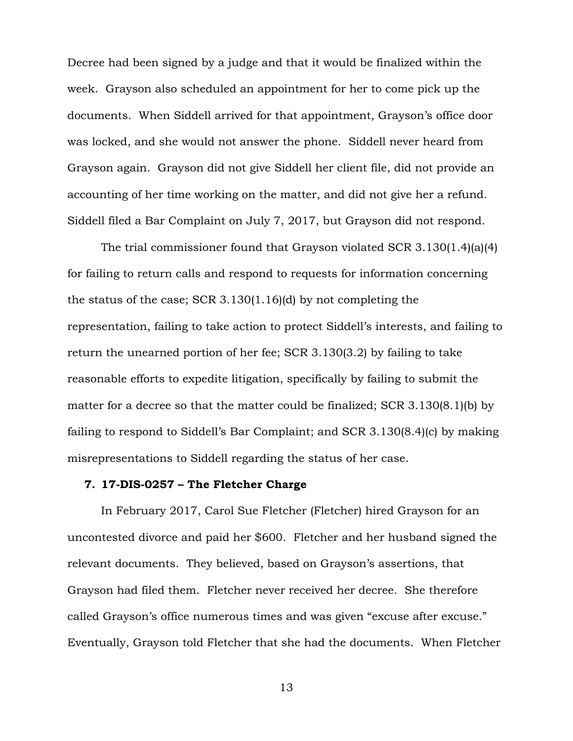Decree had been signed by a judge and that it would be finalized within the week. Grayson also scheduled an appointment for her to come pick up the documents. When Siddell arrived for that appointment, Grayson's office door was locked, and she would not answer the phone. Siddell never heard from Grayson again. Grayson did not give Siddell her client file, did not provide an accounting of her time working on the matter, and did not give her a refund. Siddell filed a Bar Complaint on July 7, 2017, but Grayson did not respond.

The trial commissioner found that Grayson violated SCR 3.130(1.4)(a)(4) for failing to return calls and respond to requests for information concerning the status of the case; SCR 3.130(1.16)(d) by not completing the representation, failing to take action to protect Siddell's interests, and failing to return the unearned portion of her fee; SCR 3.130(3.2) by failing to take reasonable efforts to expedite litigation, specifically by failing to submit the matter for a decree so that the matter could be finalized; SCR 3.130(8.1)(b) by failing to respond to Siddell's Bar Complaint; and SCR 3.130(8.4)(c) by making misrepresentations to Siddell regarding the status of her case.

### 7. 17-DIS-0257 – The Fletcher Charge

In February 2017, Carol Sue Fletcher (Fletcher) hired Grayson for an uncontested divorce and paid her $600. Fletcher and her husband signed the relevant documents. They believed, based on Grayson's assertions, that Grayson had filed them. Fletcher never received her decree. She therefore called Grayson's office numerous times and was given "excuse after excuse." Eventually, Grayson told Fletcher that she had the documents. When Fletcher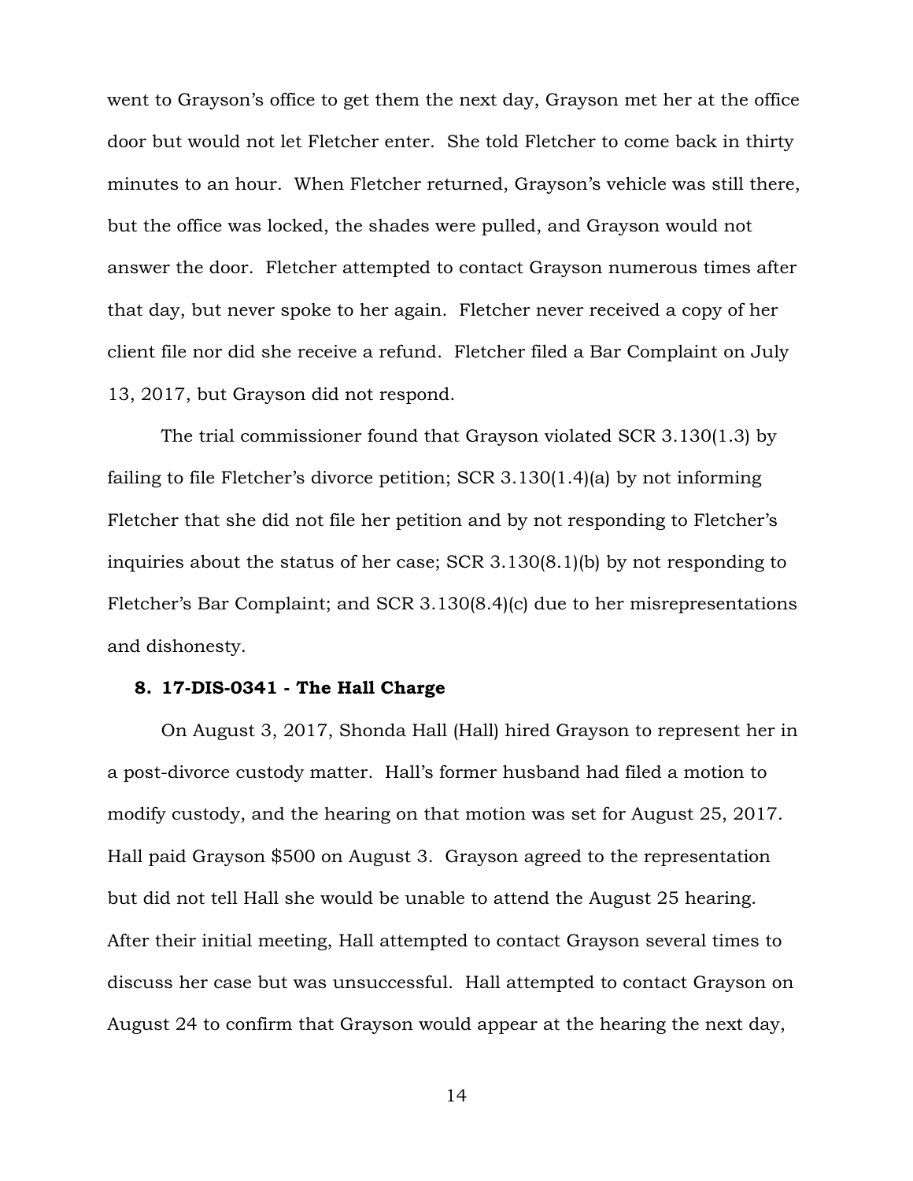went to Grayson's office to get them the next day, Grayson met her at the office door but would not let Fletcher enter. She told Fletcher to come back in thirty minutes to an hour. When Fletcher returned, Grayson's vehicle was still there, but the office was locked, the shades were pulled, and Grayson would not answer the door. Fletcher attempted to contact Grayson numerous times after that day, but never spoke to her again. Fletcher never received a copy of her client file nor did she receive a refund. Fletcher filed a Bar Complaint on July 13, 2017, but Grayson did not respond.

The trial commissioner found that Grayson violated SCR 3.130(1.3) by failing to file Fletcher's divorce petition; SCR 3.130(1.4)(a) by not informing Fletcher that she did not file her petition and by not responding to Fletcher's inquiries about the status of her case; SCR 3.130(8.1)(b) by not responding to Fletcher's Bar Complaint; and SCR 3.130(8.4)(c) due to her misrepresentations and dishonesty.

### 8. 17-DIS-0341 - The Hall Charge

On August 3, 2017, Shonda Hall (Hall) hired Grayson to represent her in a post-divorce custody matter. Hall's former husband had filed a motion to modify custody, and the hearing on that motion was set for August 25, 2017. Hall paid Grayson $500 on August 3. Grayson agreed to the representation but did not tell Hall she would be unable to attend the August 25 hearing. After their initial meeting, Hall attempted to contact Grayson several times to discuss her case but was unsuccessful. Hall attempted to contact Grayson on August 24 to confirm that Grayson would appear at the hearing the next day,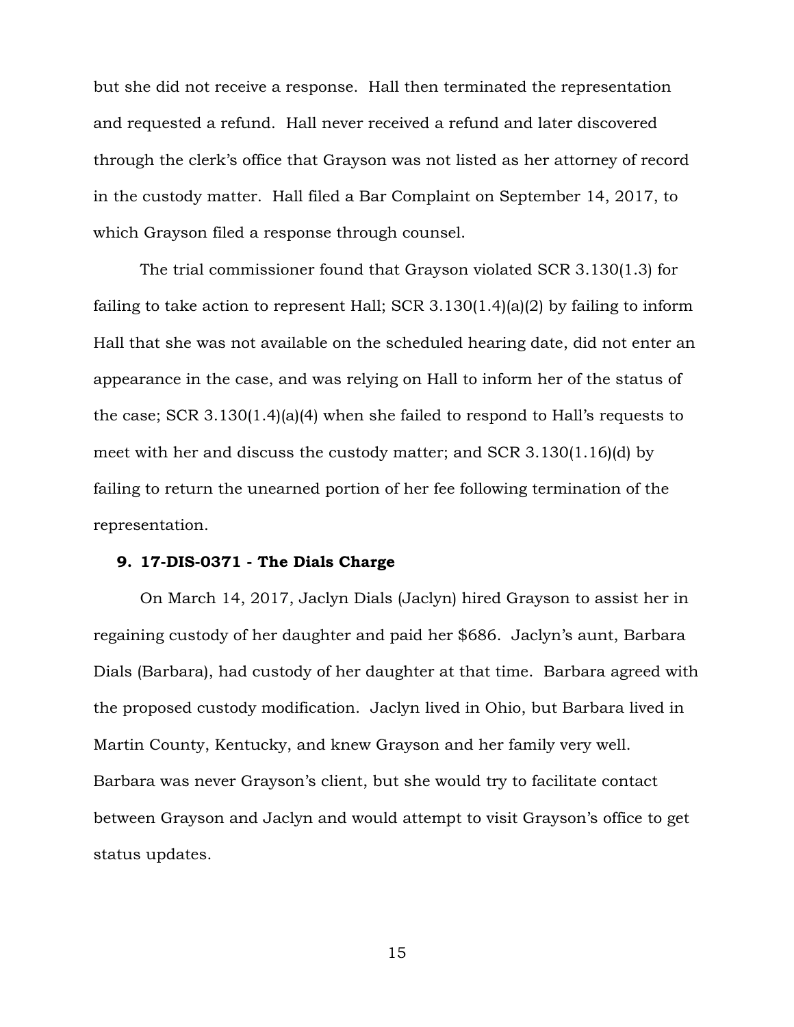but she did not receive a response. Hall then terminated the representation and requested a refund. Hall never received a refund and later discovered through the clerk's office that Grayson was not listed as her attorney of record in the custody matter. Hall filed a Bar Complaint on September 14, 2017, to which Grayson filed a response through counsel.

The trial commissioner found that Grayson violated SCR 3.130(1.3) for failing to take action to represent Hall; SCR 3.130(1.4)(a)(2) by failing to inform Hall that she was not available on the scheduled hearing date, did not enter an appearance in the case, and was relying on Hall to inform her of the status of the case; SCR 3.130(1.4)(a)(4) when she failed to respond to Hall's requests to meet with her and discuss the custody matter; and SCR 3.130(1.16)(d) by failing to return the unearned portion of her fee following termination of the representation.

### 9. 17-DIS-0371 - The Dials Charge

On March 14, 2017, Jaclyn Dials (Jaclyn) hired Grayson to assist her in regaining custody of her daughter and paid her $686. Jaclyn's aunt, Barbara Dials (Barbara), had custody of her daughter at that time. Barbara agreed with the proposed custody modification. Jaclyn lived in Ohio, but Barbara lived in Martin County, Kentucky, and knew Grayson and her family very well. Barbara was never Grayson's client, but she would try to facilitate contact between Grayson and Jaclyn and would attempt to visit Grayson's office to get status updates.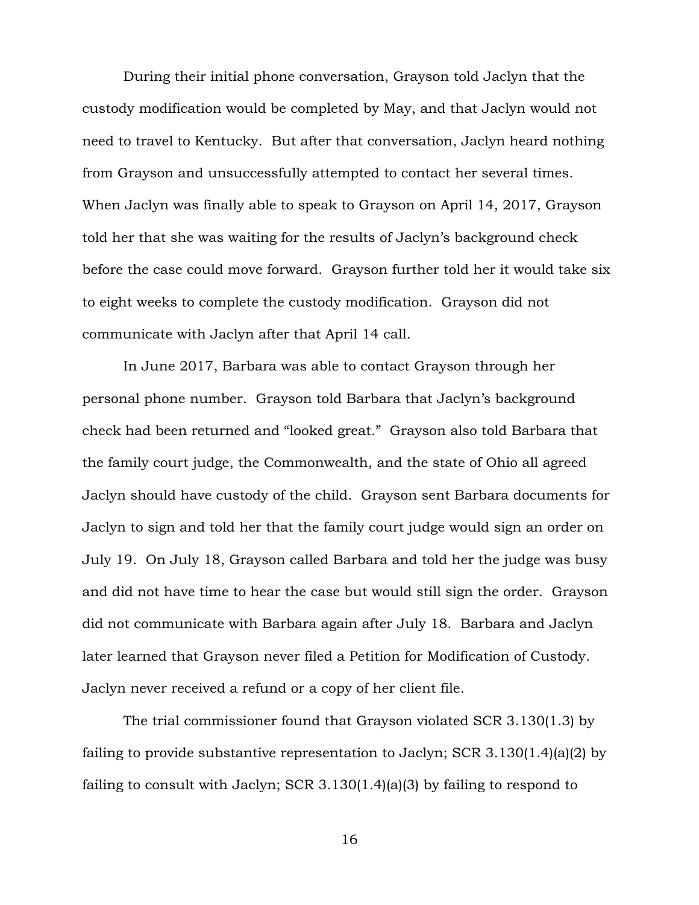During their initial phone conversation, Grayson told Jaclyn that the custody modification would be completed by May, and that Jaclyn would not need to travel to Kentucky. But after that conversation, Jaclyn heard nothing from Grayson and unsuccessfully attempted to contact her several times. When Jaclyn was finally able to speak to Grayson on April 14, 2017, Grayson told her that she was waiting for the results of Jaclyn's background check before the case could move forward. Grayson further told her it would take six to eight weeks to complete the custody modification. Grayson did not communicate with Jaclyn after that April 14 call.

In June 2017, Barbara was able to contact Grayson through her personal phone number. Grayson told Barbara that Jaclyn's background check had been returned and "looked great." Grayson also told Barbara that the family court judge, the Commonwealth, and the state of Ohio all agreed Jaclyn should have custody of the child. Grayson sent Barbara documents for Jaclyn to sign and told her that the family court judge would sign an order on July 19. On July 18, Grayson called Barbara and told her the judge was busy and did not have time to hear the case but would still sign the order. Grayson did not communicate with Barbara again after July 18. Barbara and Jaclyn later learned that Grayson never filed a Petition for Modification of Custody. Jaclyn never received a refund or a copy of her client file.

The trial commissioner found that Grayson violated SCR 3.130(1.3) by failing to provide substantive representation to Jaclyn; SCR 3.130(1.4)(a)(2) by failing to consult with Jaclyn; SCR 3.130(1.4)(a)(3) by failing to respond to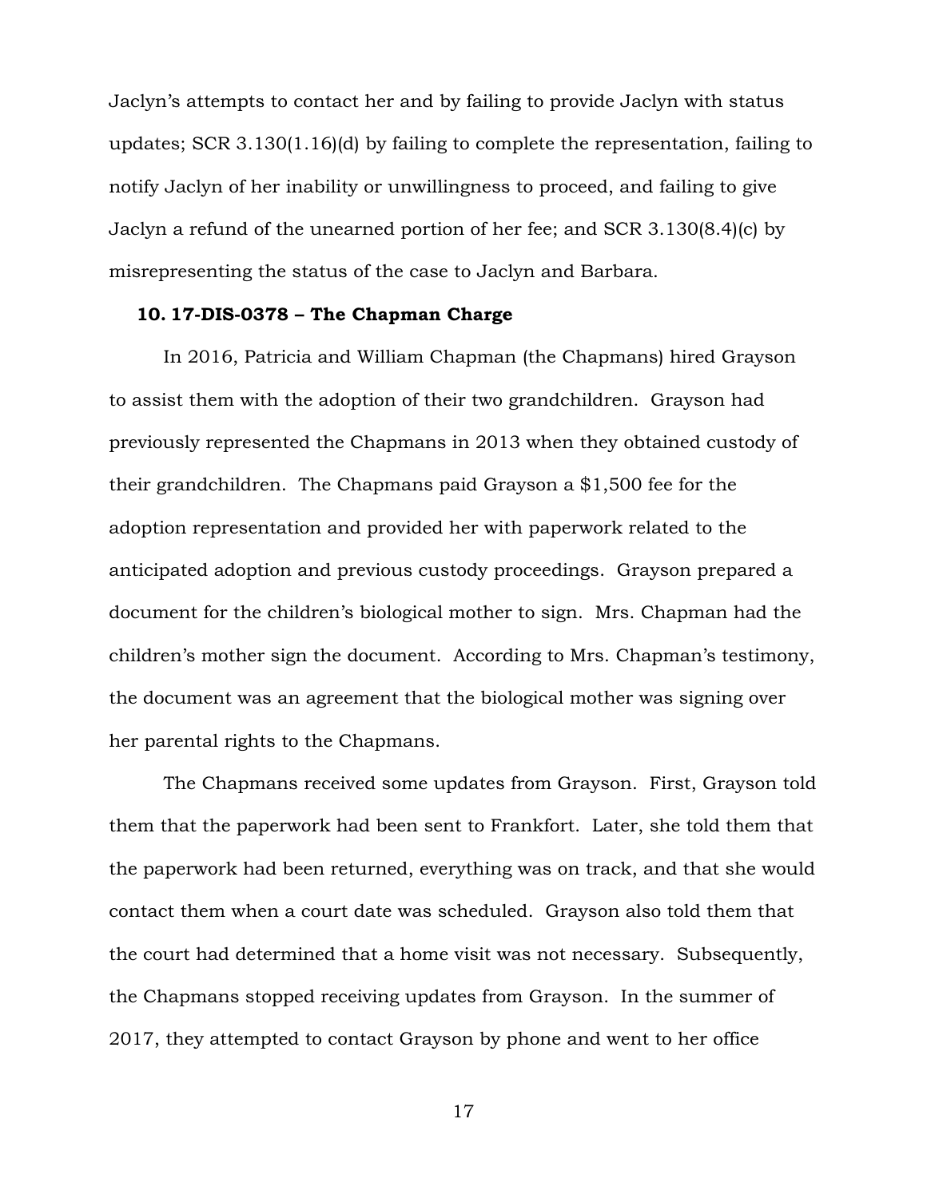Jaclyn's attempts to contact her and by failing to provide Jaclyn with status updates; SCR 3.130(1.16)(d) by failing to complete the representation, failing to notify Jaclyn of her inability or unwillingness to proceed, and failing to give Jaclyn a refund of the unearned portion of her fee; and SCR 3.130(8.4)(c) by misrepresenting the status of the case to Jaclyn and Barbara.

**10. 17-DIS-0378 – The Chapman Charge**

In 2016, Patricia and William Chapman (the Chapmans) hired Grayson to assist them with the adoption of their two grandchildren. Grayson had previously represented the Chapmans in 2013 when they obtained custody of their grandchildren. The Chapmans paid Grayson a $1,500 fee for the adoption representation and provided her with paperwork related to the anticipated adoption and previous custody proceedings. Grayson prepared a document for the children's biological mother to sign. Mrs. Chapman had the children's mother sign the document. According to Mrs. Chapman's testimony, the document was an agreement that the biological mother was signing over her parental rights to the Chapmans.

The Chapmans received some updates from Grayson. First, Grayson told them that the paperwork had been sent to Frankfort. Later, she told them that the paperwork had been returned, everything was on track, and that she would contact them when a court date was scheduled. Grayson also told them that the court had determined that a home visit was not necessary. Subsequently, the Chapmans stopped receiving updates from Grayson. In the summer of 2017, they attempted to contact Grayson by phone and went to her office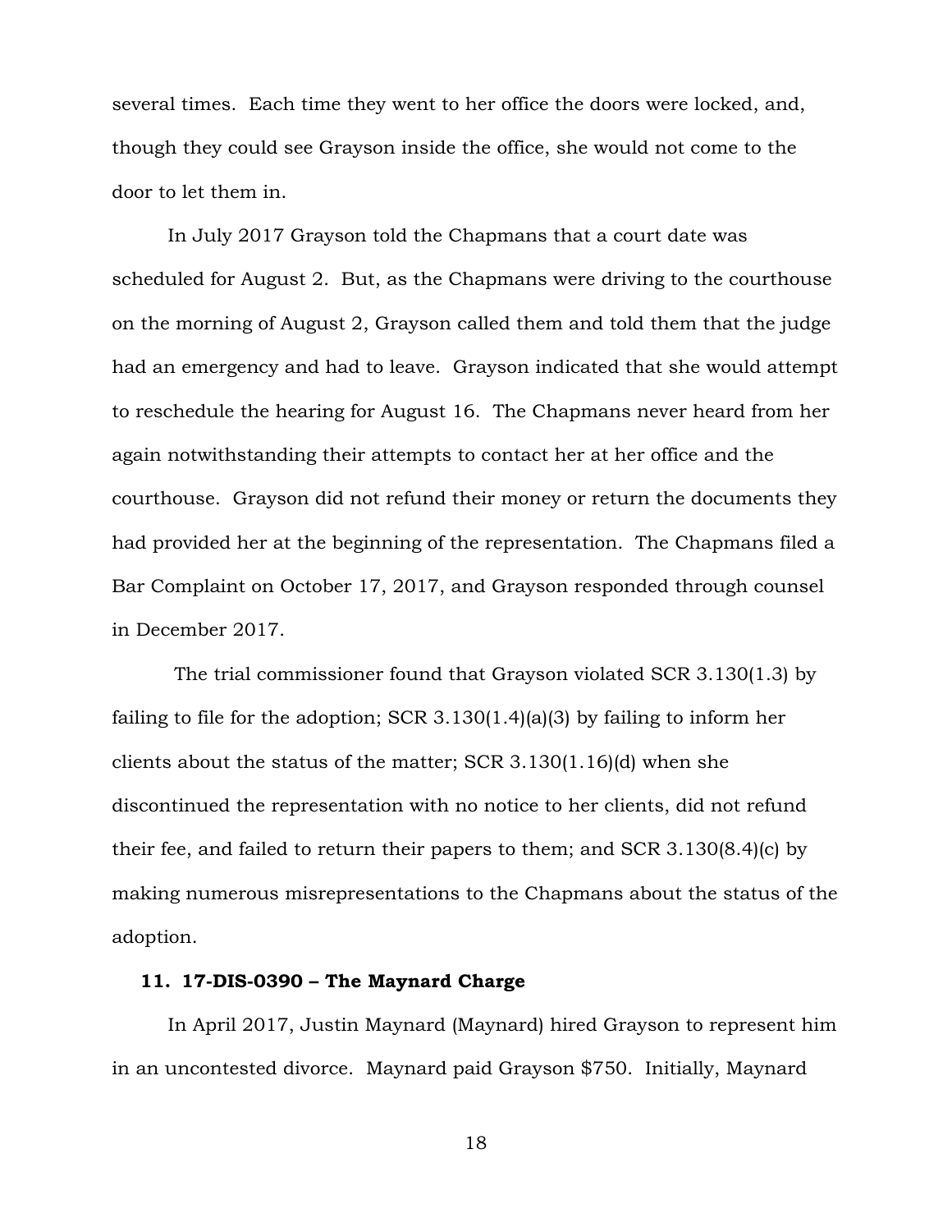several times. Each time they went to her office the doors were locked, and, though they could see Grayson inside the office, she would not come to the door to let them in.

In July 2017 Grayson told the Chapmans that a court date was scheduled for August 2. But, as the Chapmans were driving to the courthouse on the morning of August 2, Grayson called them and told them that the judge had an emergency and had to leave. Grayson indicated that she would attempt to reschedule the hearing for August 16. The Chapmans never heard from her again notwithstanding their attempts to contact her at her office and the courthouse. Grayson did not refund their money or return the documents they had provided her at the beginning of the representation. The Chapmans filed a Bar Complaint on October 17, 2017, and Grayson responded through counsel in December 2017.

The trial commissioner found that Grayson violated SCR 3.130(1.3) by failing to file for the adoption; SCR 3.130(1.4)(a)(3) by failing to inform her clients about the status of the matter; SCR 3.130(1.16)(d) when she discontinued the representation with no notice to her clients, did not refund their fee, and failed to return their papers to them; and SCR 3.130(8.4)(c) by making numerous misrepresentations to the Chapmans about the status of the adoption.

**11. 17-DIS-0390 – The Maynard Charge**

In April 2017, Justin Maynard (Maynard) hired Grayson to represent him in an uncontested divorce. Maynard paid Grayson $750. Initially, Maynard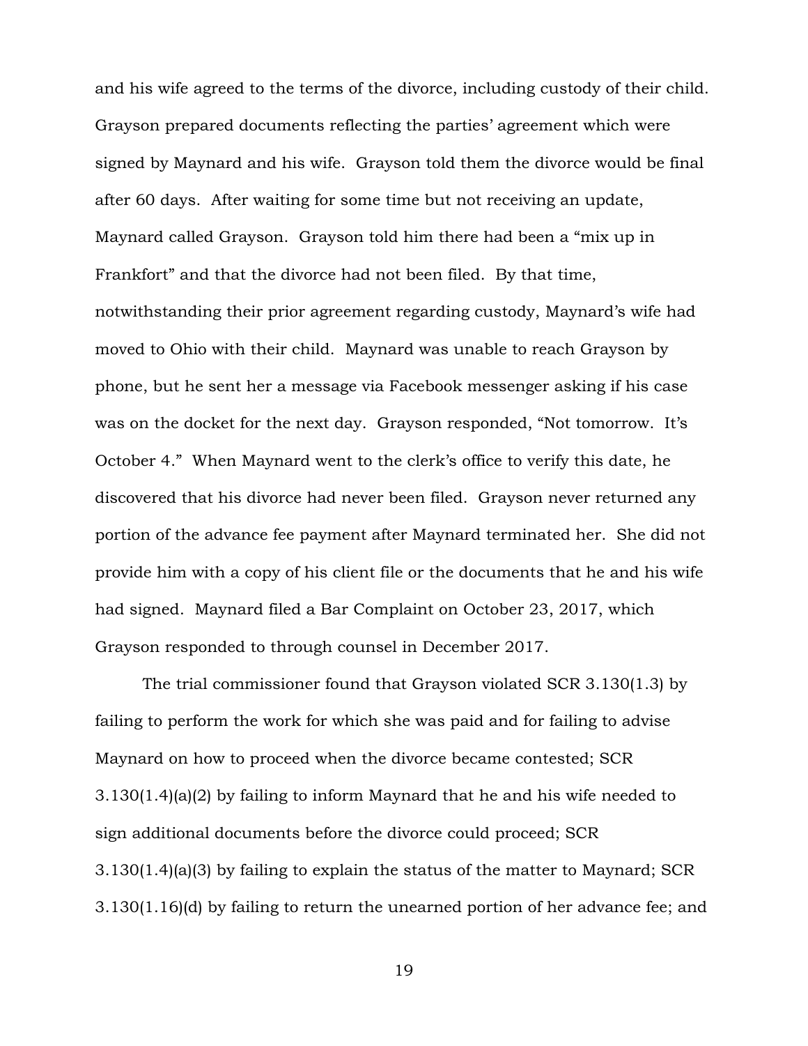and his wife agreed to the terms of the divorce, including custody of their child. Grayson prepared documents reflecting the parties' agreement which were signed by Maynard and his wife. Grayson told them the divorce would be final after 60 days. After waiting for some time but not receiving an update, Maynard called Grayson. Grayson told him there had been a "mix up in Frankfort" and that the divorce had not been filed. By that time, notwithstanding their prior agreement regarding custody, Maynard's wife had moved to Ohio with their child. Maynard was unable to reach Grayson by phone, but he sent her a message via Facebook messenger asking if his case was on the docket for the next day. Grayson responded, "Not tomorrow. It's October 4." When Maynard went to the clerk's office to verify this date, he discovered that his divorce had never been filed. Grayson never returned any portion of the advance fee payment after Maynard terminated her. She did not provide him with a copy of his client file or the documents that he and his wife had signed. Maynard filed a Bar Complaint on October 23, 2017, which Grayson responded to through counsel in December 2017.

The trial commissioner found that Grayson violated SCR 3.130(1.3) by failing to perform the work for which she was paid and for failing to advise Maynard on how to proceed when the divorce became contested; SCR 3.130(1.4)(a)(2) by failing to inform Maynard that he and his wife needed to sign additional documents before the divorce could proceed; SCR 3.130(1.4)(a)(3) by failing to explain the status of the matter to Maynard; SCR 3.130(1.16)(d) by failing to return the unearned portion of her advance fee; and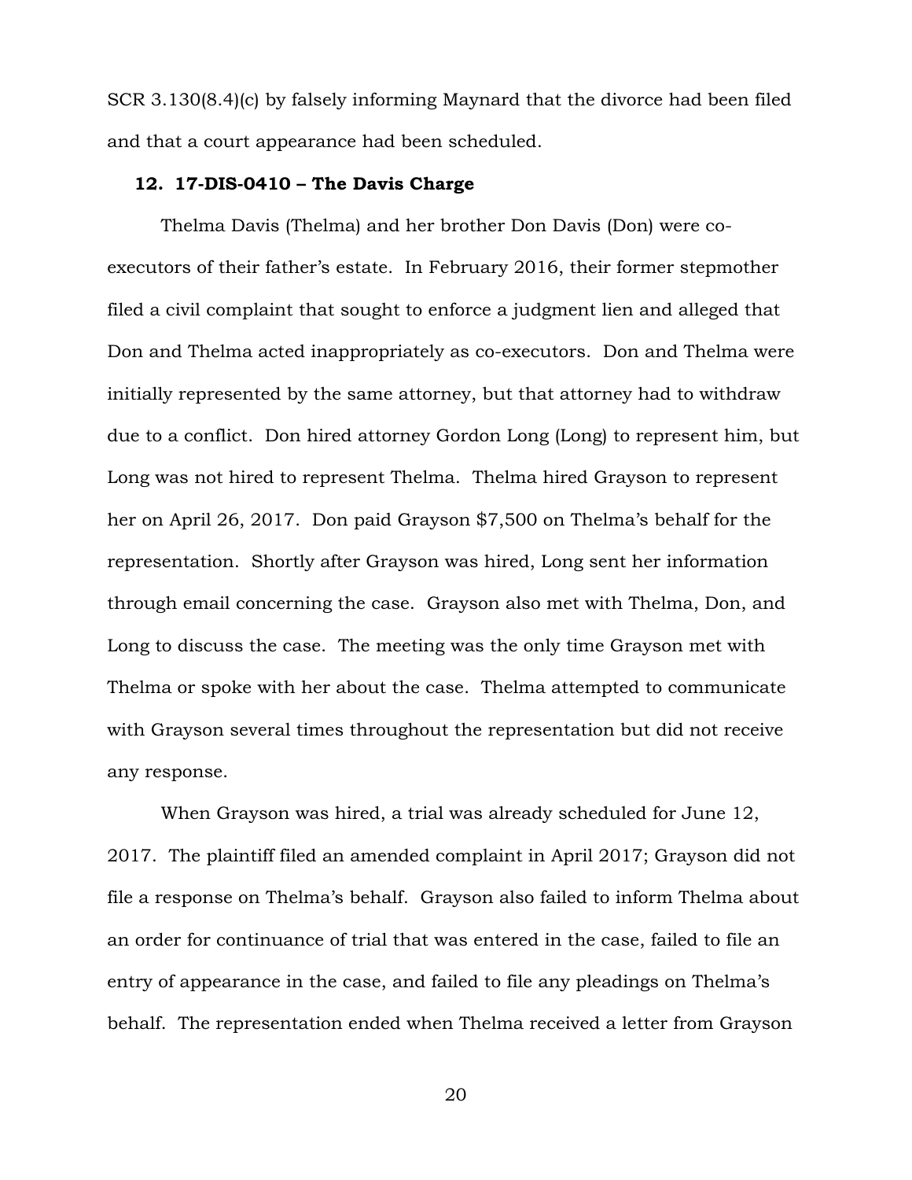SCR 3.130(8.4)(c) by falsely informing Maynard that the divorce had been filed and that a court appearance had been scheduled.

**12. 17-DIS-0410 – The Davis Charge**

Thelma Davis (Thelma) and her brother Don Davis (Don) were co-executors of their father's estate. In February 2016, their former stepmother filed a civil complaint that sought to enforce a judgment lien and alleged that Don and Thelma acted inappropriately as co-executors. Don and Thelma were initially represented by the same attorney, but that attorney had to withdraw due to a conflict. Don hired attorney Gordon Long (Long) to represent him, but Long was not hired to represent Thelma. Thelma hired Grayson to represent her on April 26, 2017. Don paid Grayson $7,500 on Thelma's behalf for the representation. Shortly after Grayson was hired, Long sent her information through email concerning the case. Grayson also met with Thelma, Don, and Long to discuss the case. The meeting was the only time Grayson met with Thelma or spoke with her about the case. Thelma attempted to communicate with Grayson several times throughout the representation but did not receive any response.

When Grayson was hired, a trial was already scheduled for June 12, 2017. The plaintiff filed an amended complaint in April 2017; Grayson did not file a response on Thelma's behalf. Grayson also failed to inform Thelma about an order for continuance of trial that was entered in the case, failed to file an entry of appearance in the case, and failed to file any pleadings on Thelma's behalf. The representation ended when Thelma received a letter from Grayson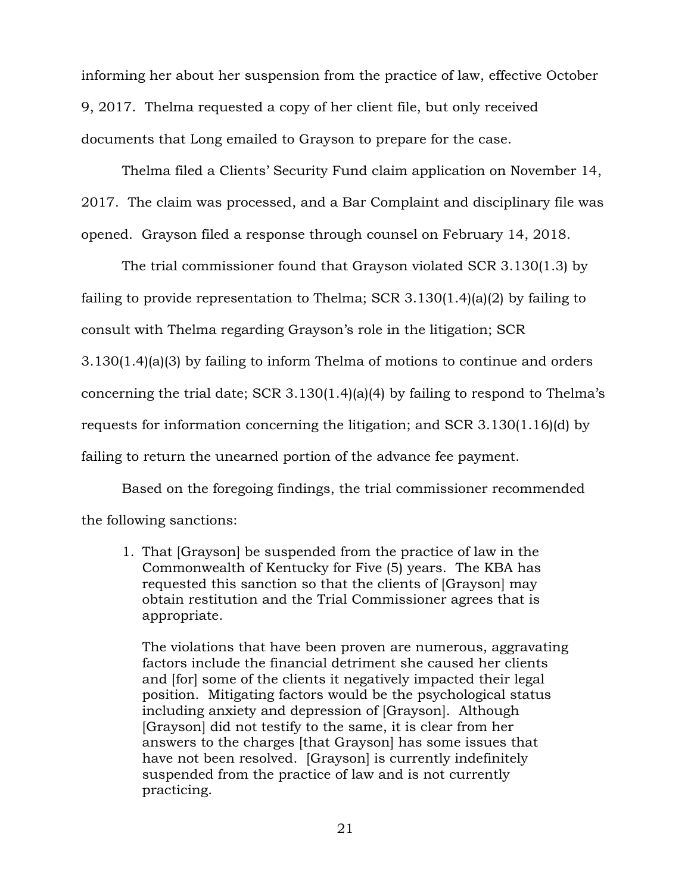informing her about her suspension from the practice of law, effective October 9, 2017. Thelma requested a copy of her client file, but only received documents that Long emailed to Grayson to prepare for the case.

Thelma filed a Clients' Security Fund claim application on November 14, 2017. The claim was processed, and a Bar Complaint and disciplinary file was opened. Grayson filed a response through counsel on February 14, 2018.

The trial commissioner found that Grayson violated SCR 3.130(1.3) by failing to provide representation to Thelma; SCR 3.130(1.4)(a)(2) by failing to consult with Thelma regarding Grayson's role in the litigation; SCR 3.130(1.4)(a)(3) by failing to inform Thelma of motions to continue and orders concerning the trial date; SCR 3.130(1.4)(a)(4) by failing to respond to Thelma's requests for information concerning the litigation; and SCR 3.130(1.16)(d) by failing to return the unearned portion of the advance fee payment.

Based on the foregoing findings, the trial commissioner recommended the following sanctions:

> 1. That [Grayson] be suspended from the practice of law in the Commonwealth of Kentucky for Five (5) years. The KBA has requested this sanction so that the clients of [Grayson] may obtain restitution and the Trial Commissioner agrees that is appropriate.
>
>    The violations that have been proven are numerous, aggravating factors include the financial detriment she caused her clients and [for] some of the clients it negatively impacted their legal position. Mitigating factors would be the psychological status including anxiety and depression of [Grayson]. Although [Grayson] did not testify to the same, it is clear from her answers to the charges [that Grayson] has some issues that have not been resolved. [Grayson] is currently indefinitely suspended from the practice of law and is not currently practicing.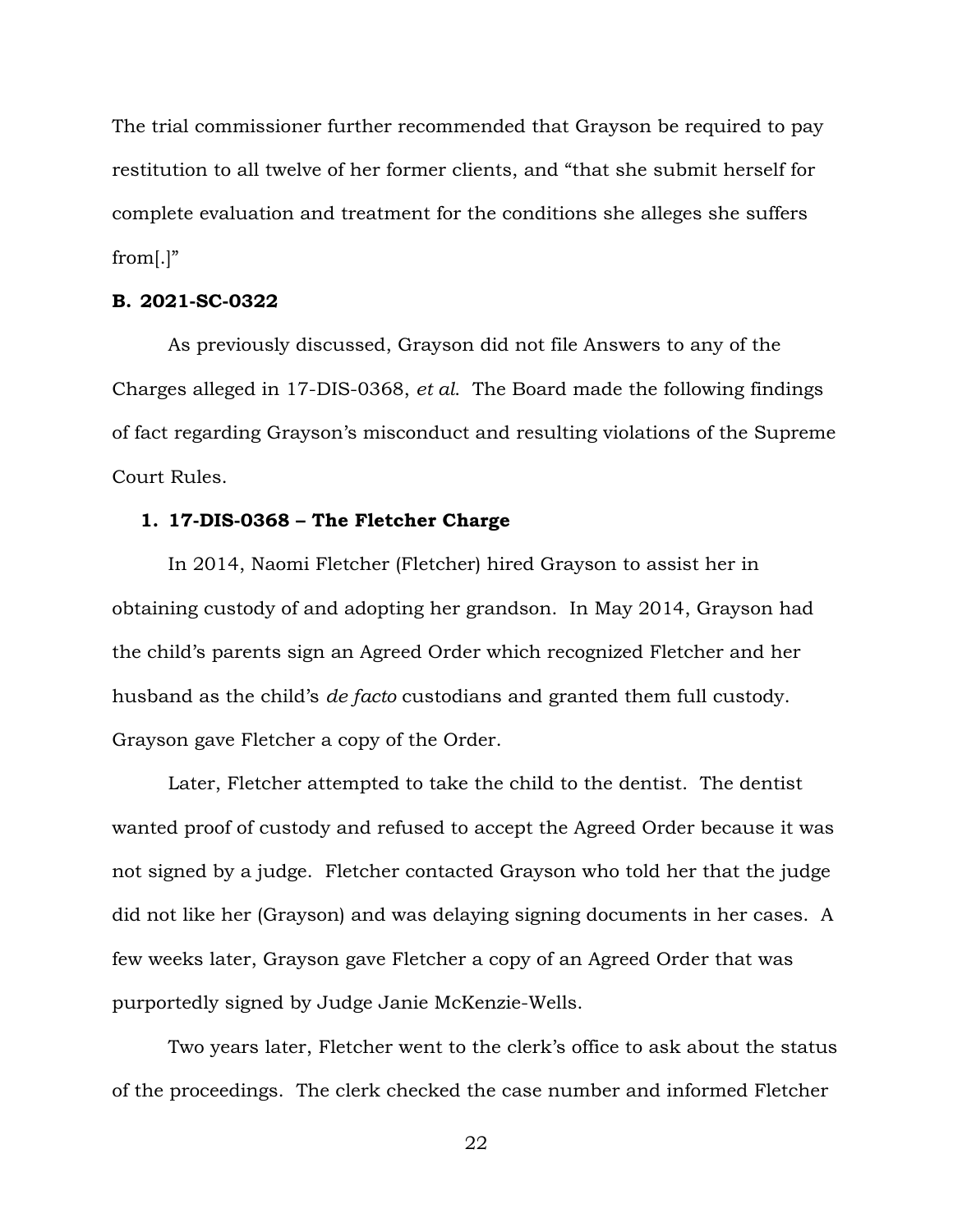The trial commissioner further recommended that Grayson be required to pay restitution to all twelve of her former clients, and "that she submit herself for complete evaluation and treatment for the conditions she alleges she suffers from[.]"

**B. 2021-SC-0322**

As previously discussed, Grayson did not file Answers to any of the Charges alleged in 17-DIS-0368, *et al*. The Board made the following findings of fact regarding Grayson's misconduct and resulting violations of the Supreme Court Rules.

**1. 17-DIS-0368 – The Fletcher Charge**

In 2014, Naomi Fletcher (Fletcher) hired Grayson to assist her in obtaining custody of and adopting her grandson. In May 2014, Grayson had the child's parents sign an Agreed Order which recognized Fletcher and her husband as the child's *de facto* custodians and granted them full custody. Grayson gave Fletcher a copy of the Order.

Later, Fletcher attempted to take the child to the dentist. The dentist wanted proof of custody and refused to accept the Agreed Order because it was not signed by a judge. Fletcher contacted Grayson who told her that the judge did not like her (Grayson) and was delaying signing documents in her cases. A few weeks later, Grayson gave Fletcher a copy of an Agreed Order that was purportedly signed by Judge Janie McKenzie-Wells.

Two years later, Fletcher went to the clerk's office to ask about the status of the proceedings. The clerk checked the case number and informed Fletcher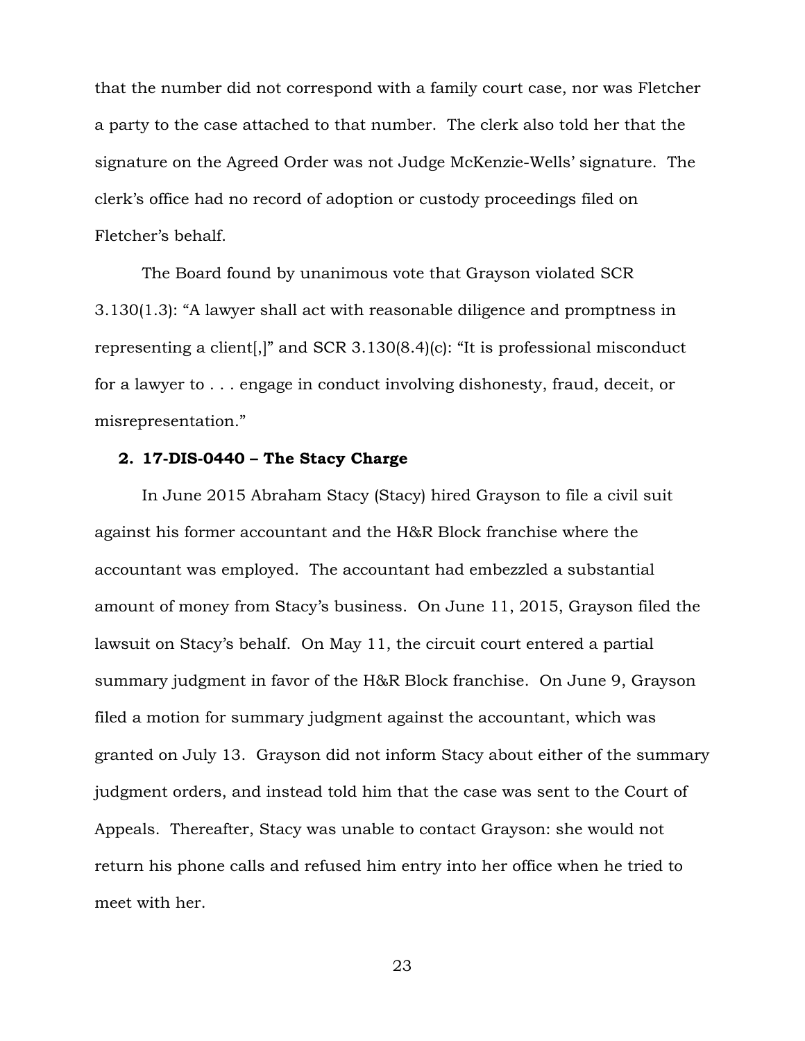that the number did not correspond with a family court case, nor was Fletcher a party to the case attached to that number. The clerk also told her that the signature on the Agreed Order was not Judge McKenzie-Wells' signature. The clerk's office had no record of adoption or custody proceedings filed on Fletcher's behalf.

The Board found by unanimous vote that Grayson violated SCR 3.130(1.3): "A lawyer shall act with reasonable diligence and promptness in representing a client[,]" and SCR 3.130(8.4)(c): "It is professional misconduct for a lawyer to . . . engage in conduct involving dishonesty, fraud, deceit, or misrepresentation."

**2. 17-DIS-0440 – The Stacy Charge**

In June 2015 Abraham Stacy (Stacy) hired Grayson to file a civil suit against his former accountant and the H&R Block franchise where the accountant was employed. The accountant had embezzled a substantial amount of money from Stacy's business. On June 11, 2015, Grayson filed the lawsuit on Stacy's behalf. On May 11, the circuit court entered a partial summary judgment in favor of the H&R Block franchise. On June 9, Grayson filed a motion for summary judgment against the accountant, which was granted on July 13. Grayson did not inform Stacy about either of the summary judgment orders, and instead told him that the case was sent to the Court of Appeals. Thereafter, Stacy was unable to contact Grayson: she would not return his phone calls and refused him entry into her office when he tried to meet with her.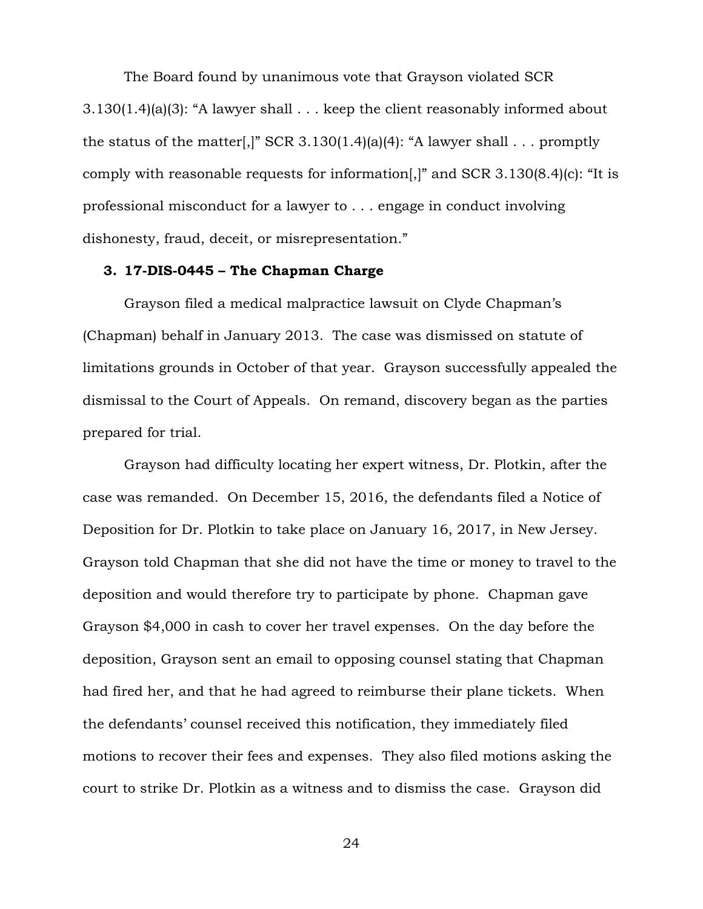The Board found by unanimous vote that Grayson violated SCR 3.130(1.4)(a)(3): "A lawyer shall . . . keep the client reasonably informed about the status of the matter[,]" SCR 3.130(1.4)(a)(4): "A lawyer shall . . . promptly comply with reasonable requests for information[,]" and SCR 3.130(8.4)(c): "It is professional misconduct for a lawyer to . . . engage in conduct involving dishonesty, fraud, deceit, or misrepresentation."

### 3. 17-DIS-0445 – The Chapman Charge

Grayson filed a medical malpractice lawsuit on Clyde Chapman's (Chapman) behalf in January 2013. The case was dismissed on statute of limitations grounds in October of that year. Grayson successfully appealed the dismissal to the Court of Appeals. On remand, discovery began as the parties prepared for trial.

Grayson had difficulty locating her expert witness, Dr. Plotkin, after the case was remanded. On December 15, 2016, the defendants filed a Notice of Deposition for Dr. Plotkin to take place on January 16, 2017, in New Jersey. Grayson told Chapman that she did not have the time or money to travel to the deposition and would therefore try to participate by phone. Chapman gave Grayson $4,000 in cash to cover her travel expenses. On the day before the deposition, Grayson sent an email to opposing counsel stating that Chapman had fired her, and that he had agreed to reimburse their plane tickets. When the defendants' counsel received this notification, they immediately filed motions to recover their fees and expenses. They also filed motions asking the court to strike Dr. Plotkin as a witness and to dismiss the case. Grayson did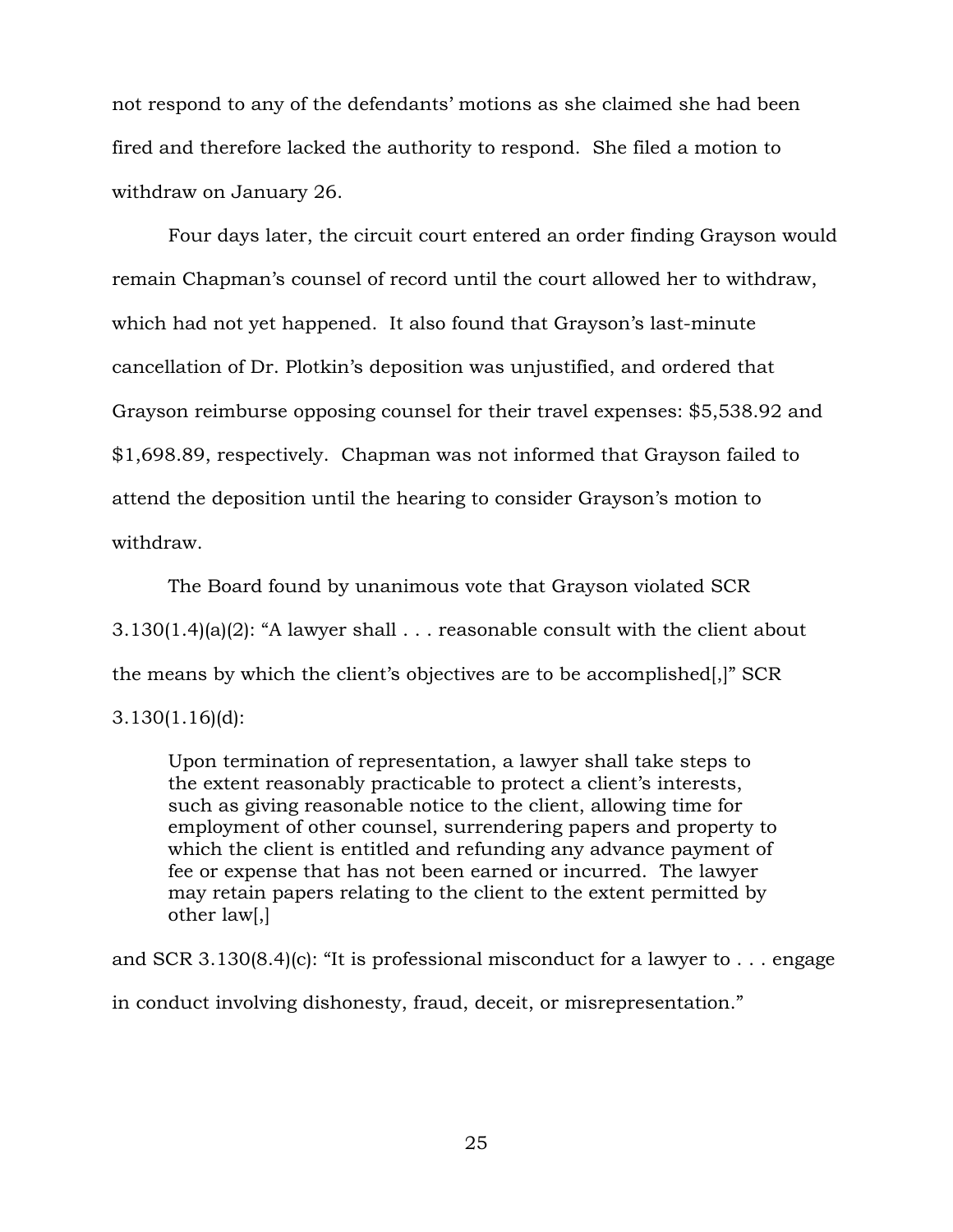not respond to any of the defendants' motions as she claimed she had been fired and therefore lacked the authority to respond. She filed a motion to withdraw on January 26.

Four days later, the circuit court entered an order finding Grayson would remain Chapman's counsel of record until the court allowed her to withdraw, which had not yet happened. It also found that Grayson's last-minute cancellation of Dr. Plotkin's deposition was unjustified, and ordered that Grayson reimburse opposing counsel for their travel expenses: $5,538.92 and $1,698.89, respectively. Chapman was not informed that Grayson failed to attend the deposition until the hearing to consider Grayson's motion to withdraw.

The Board found by unanimous vote that Grayson violated SCR 3.130(1.4)(a)(2): "A lawyer shall . . . reasonable consult with the client about the means by which the client's objectives are to be accomplished[,]" SCR 3.130(1.16)(d):

> Upon termination of representation, a lawyer shall take steps to the extent reasonably practicable to protect a client's interests, such as giving reasonable notice to the client, allowing time for employment of other counsel, surrendering papers and property to which the client is entitled and refunding any advance payment of fee or expense that has not been earned or incurred. The lawyer may retain papers relating to the client to the extent permitted by other law[,]

and SCR 3.130(8.4)(c): "It is professional misconduct for a lawyer to . . . engage in conduct involving dishonesty, fraud, deceit, or misrepresentation."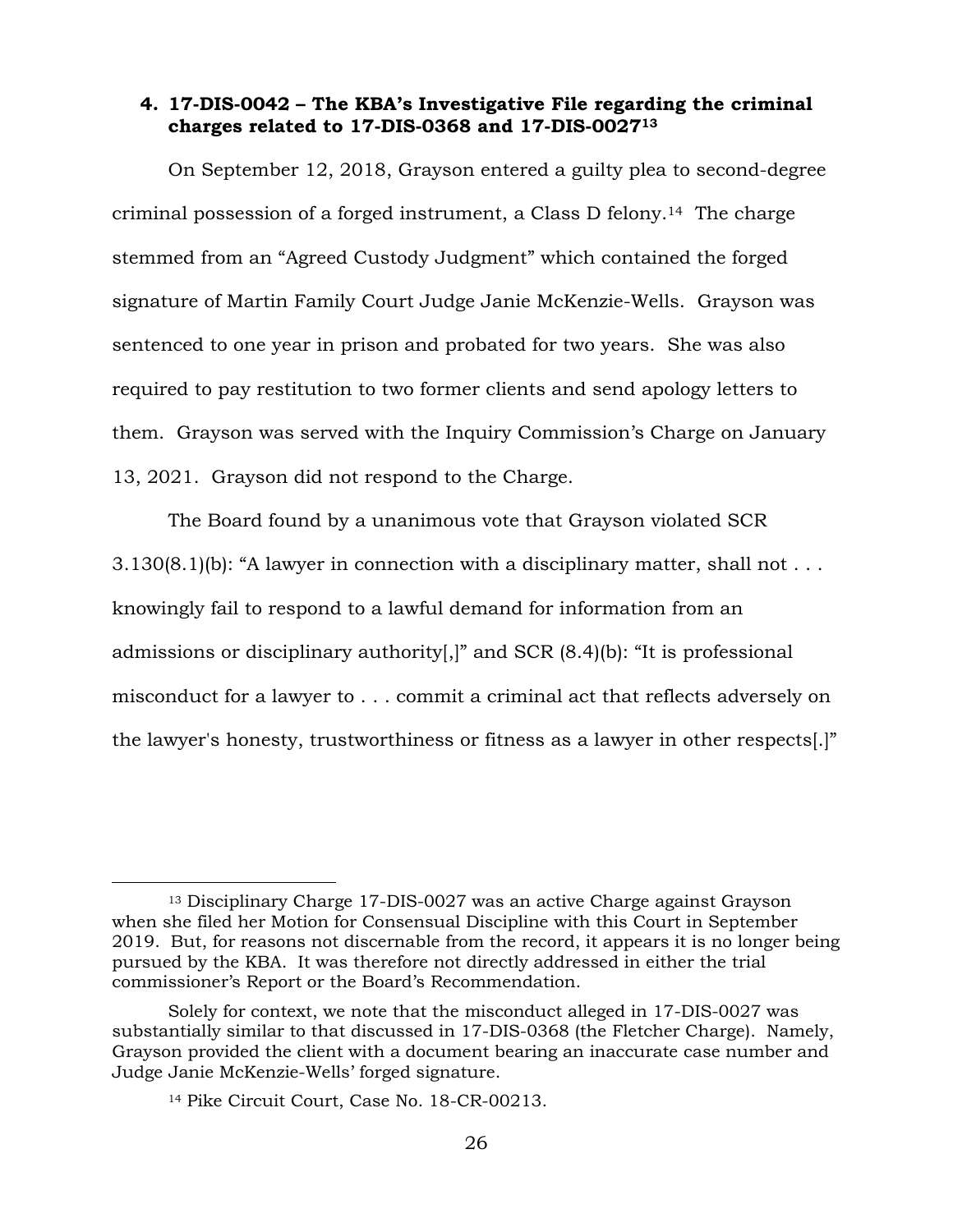**4. 17-DIS-0042 – The KBA's Investigative File regarding the criminal charges related to 17-DIS-0368 and 17-DIS-0027[13]**

On September 12, 2018, Grayson entered a guilty plea to second-degree criminal possession of a forged instrument, a Class D felony.[14] The charge stemmed from an "Agreed Custody Judgment" which contained the forged signature of Martin Family Court Judge Janie McKenzie-Wells. Grayson was sentenced to one year in prison and probated for two years. She was also required to pay restitution to two former clients and send apology letters to them. Grayson was served with the Inquiry Commission's Charge on January 13, 2021. Grayson did not respond to the Charge.

The Board found by a unanimous vote that Grayson violated SCR 3.130(8.1)(b): "A lawyer in connection with a disciplinary matter, shall not . . . knowingly fail to respond to a lawful demand for information from an admissions or disciplinary authority[,]" and SCR (8.4)(b): "It is professional misconduct for a lawyer to . . . commit a criminal act that reflects adversely on the lawyer's honesty, trustworthiness or fitness as a lawyer in other respects[.]"

---

[13] Disciplinary Charge 17-DIS-0027 was an active Charge against Grayson when she filed her Motion for Consensual Discipline with this Court in September 2019. But, for reasons not discernable from the record, it appears it is no longer being pursued by the KBA. It was therefore not directly addressed in either the trial commissioner's Report or the Board's Recommendation.

Solely for context, we note that the misconduct alleged in 17-DIS-0027 was substantially similar to that discussed in 17-DIS-0368 (the Fletcher Charge). Namely, Grayson provided the client with a document bearing an inaccurate case number and Judge Janie McKenzie-Wells' forged signature.

[14] Pike Circuit Court, Case No. 18-CR-00213.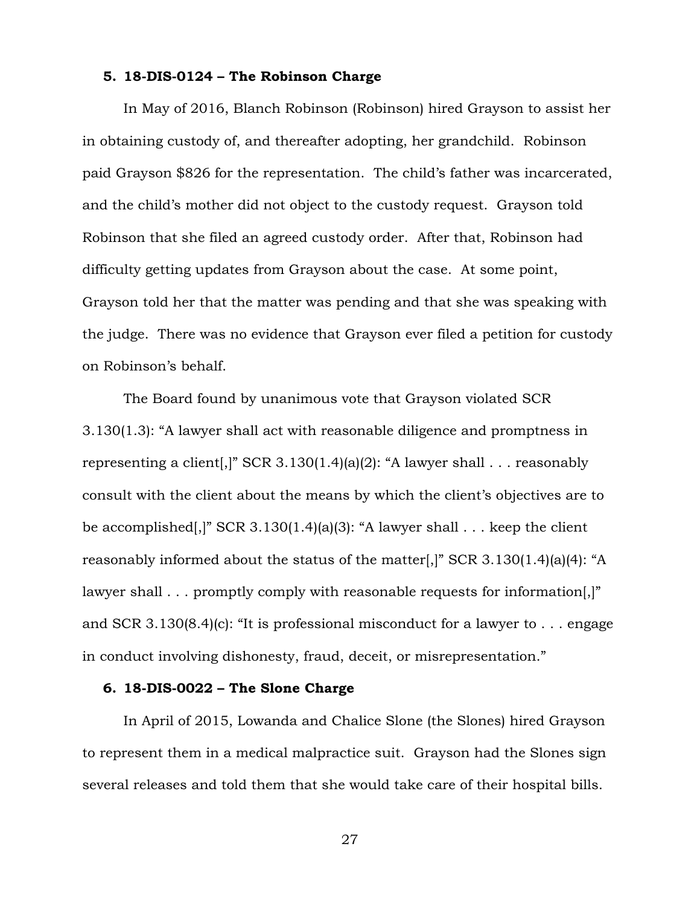### 5. 18-DIS-0124 – The Robinson Charge

In May of 2016, Blanch Robinson (Robinson) hired Grayson to assist her in obtaining custody of, and thereafter adopting, her grandchild. Robinson paid Grayson $826 for the representation. The child's father was incarcerated, and the child's mother did not object to the custody request. Grayson told Robinson that she filed an agreed custody order. After that, Robinson had difficulty getting updates from Grayson about the case. At some point, Grayson told her that the matter was pending and that she was speaking with the judge. There was no evidence that Grayson ever filed a petition for custody on Robinson's behalf.

The Board found by unanimous vote that Grayson violated SCR 3.130(1.3): "A lawyer shall act with reasonable diligence and promptness in representing a client[,]" SCR 3.130(1.4)(a)(2): "A lawyer shall . . . reasonably consult with the client about the means by which the client's objectives are to be accomplished[,]" SCR 3.130(1.4)(a)(3): "A lawyer shall . . . keep the client reasonably informed about the status of the matter[,]" SCR 3.130(1.4)(a)(4): "A lawyer shall . . . promptly comply with reasonable requests for information[,]" and SCR 3.130(8.4)(c): "It is professional misconduct for a lawyer to . . . engage in conduct involving dishonesty, fraud, deceit, or misrepresentation."

### 6. 18-DIS-0022 – The Slone Charge

In April of 2015, Lowanda and Chalice Slone (the Slones) hired Grayson to represent them in a medical malpractice suit. Grayson had the Slones sign several releases and told them that she would take care of their hospital bills.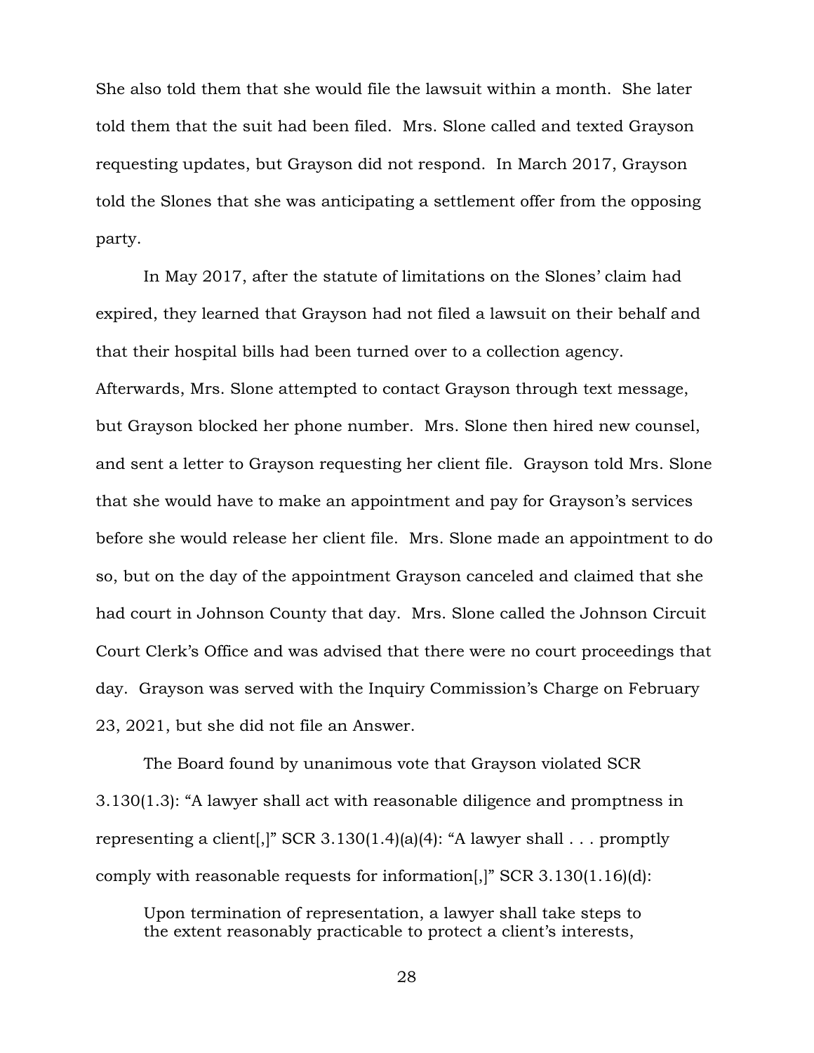She also told them that she would file the lawsuit within a month. She later told them that the suit had been filed. Mrs. Slone called and texted Grayson requesting updates, but Grayson did not respond. In March 2017, Grayson told the Slones that she was anticipating a settlement offer from the opposing party.

In May 2017, after the statute of limitations on the Slones' claim had expired, they learned that Grayson had not filed a lawsuit on their behalf and that their hospital bills had been turned over to a collection agency. Afterwards, Mrs. Slone attempted to contact Grayson through text message, but Grayson blocked her phone number. Mrs. Slone then hired new counsel, and sent a letter to Grayson requesting her client file. Grayson told Mrs. Slone that she would have to make an appointment and pay for Grayson's services before she would release her client file. Mrs. Slone made an appointment to do so, but on the day of the appointment Grayson canceled and claimed that she had court in Johnson County that day. Mrs. Slone called the Johnson Circuit Court Clerk's Office and was advised that there were no court proceedings that day. Grayson was served with the Inquiry Commission's Charge on February 23, 2021, but she did not file an Answer.

The Board found by unanimous vote that Grayson violated SCR 3.130(1.3): "A lawyer shall act with reasonable diligence and promptness in representing a client[,]" SCR 3.130(1.4)(a)(4): "A lawyer shall . . . promptly comply with reasonable requests for information[,]" SCR 3.130(1.16)(d):

> Upon termination of representation, a lawyer shall take steps to the extent reasonably practicable to protect a client's interests,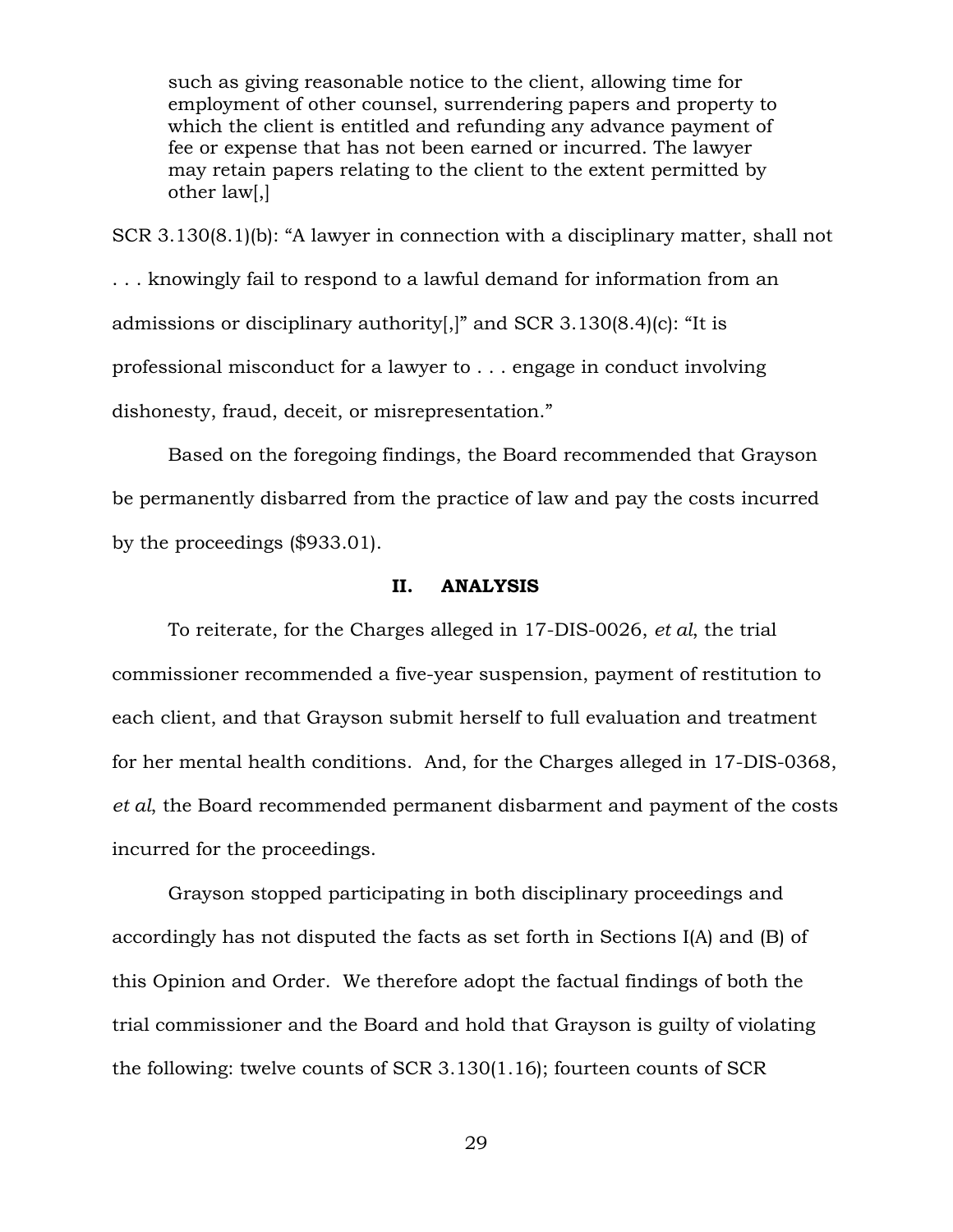> such as giving reasonable notice to the client, allowing time for employment of other counsel, surrendering papers and property to which the client is entitled and refunding any advance payment of fee or expense that has not been earned or incurred. The lawyer may retain papers relating to the client to the extent permitted by other law[,]

SCR 3.130(8.1)(b): "A lawyer in connection with a disciplinary matter, shall not . . . knowingly fail to respond to a lawful demand for information from an admissions or disciplinary authority[,]" and SCR 3.130(8.4)(c): "It is professional misconduct for a lawyer to . . . engage in conduct involving dishonesty, fraud, deceit, or misrepresentation."

Based on the foregoing findings, the Board recommended that Grayson be permanently disbarred from the practice of law and pay the costs incurred by the proceedings ($933.01).

## II. ANALYSIS

To reiterate, for the Charges alleged in 17-DIS-0026, *et al*, the trial commissioner recommended a five-year suspension, payment of restitution to each client, and that Grayson submit herself to full evaluation and treatment for her mental health conditions. And, for the Charges alleged in 17-DIS-0368, *et al*, the Board recommended permanent disbarment and payment of the costs incurred for the proceedings.

Grayson stopped participating in both disciplinary proceedings and accordingly has not disputed the facts as set forth in Sections I(A) and (B) of this Opinion and Order. We therefore adopt the factual findings of both the trial commissioner and the Board and hold that Grayson is guilty of violating the following: twelve counts of SCR 3.130(1.16); fourteen counts of SCR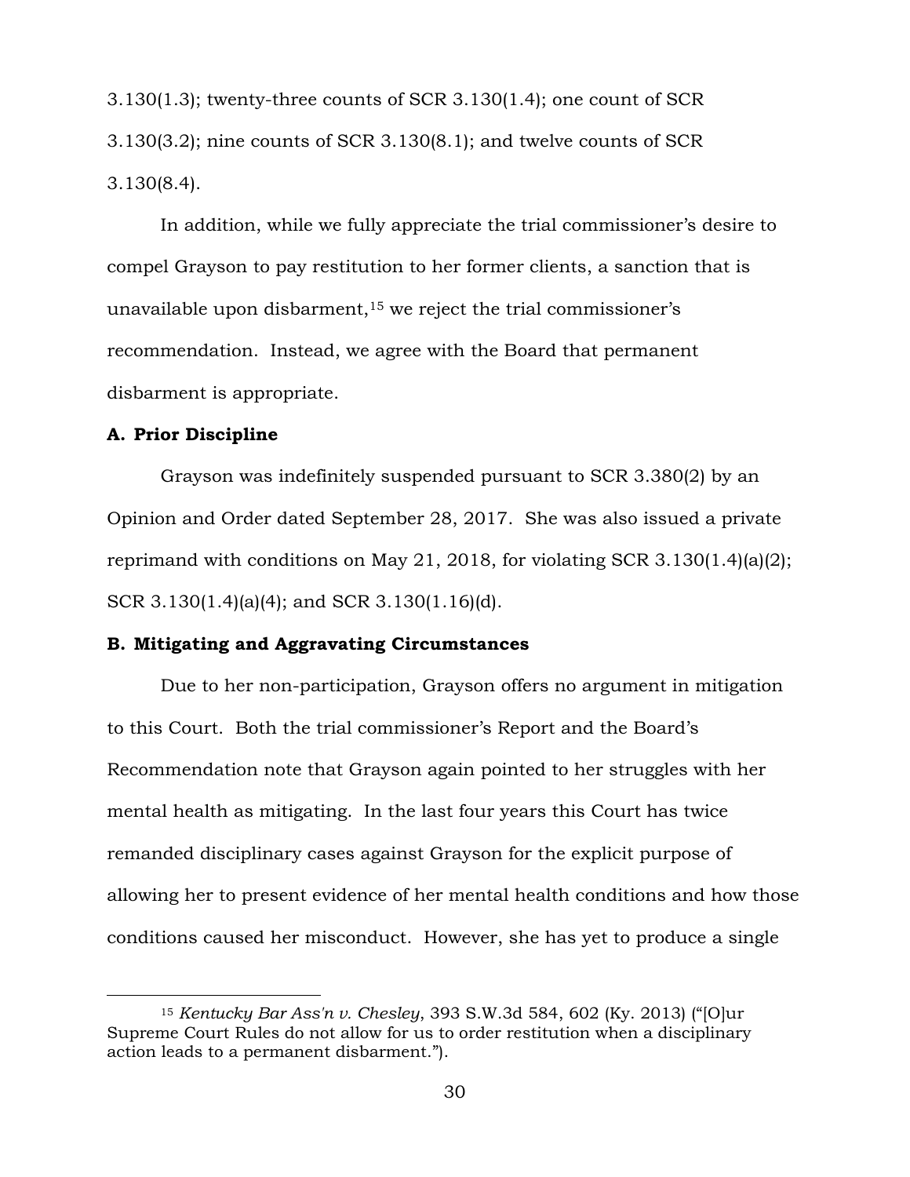3.130(1.3); twenty-three counts of SCR 3.130(1.4); one count of SCR 3.130(3.2); nine counts of SCR 3.130(8.1); and twelve counts of SCR 3.130(8.4).

In addition, while we fully appreciate the trial commissioner's desire to compel Grayson to pay restitution to her former clients, a sanction that is unavailable upon disbarment,[15] we reject the trial commissioner's recommendation. Instead, we agree with the Board that permanent disbarment is appropriate.

**A. Prior Discipline**

Grayson was indefinitely suspended pursuant to SCR 3.380(2) by an Opinion and Order dated September 28, 2017. She was also issued a private reprimand with conditions on May 21, 2018, for violating SCR 3.130(1.4)(a)(2); SCR 3.130(1.4)(a)(4); and SCR 3.130(1.16)(d).

**B. Mitigating and Aggravating Circumstances**

Due to her non-participation, Grayson offers no argument in mitigation to this Court. Both the trial commissioner's Report and the Board's Recommendation note that Grayson again pointed to her struggles with her mental health as mitigating. In the last four years this Court has twice remanded disciplinary cases against Grayson for the explicit purpose of allowing her to present evidence of her mental health conditions and how those conditions caused her misconduct. However, she has yet to produce a single

[15] *Kentucky Bar Ass'n v. Chesley*, 393 S.W.3d 584, 602 (Ky. 2013) ("[O]ur Supreme Court Rules do not allow for us to order restitution when a disciplinary action leads to a permanent disbarment.").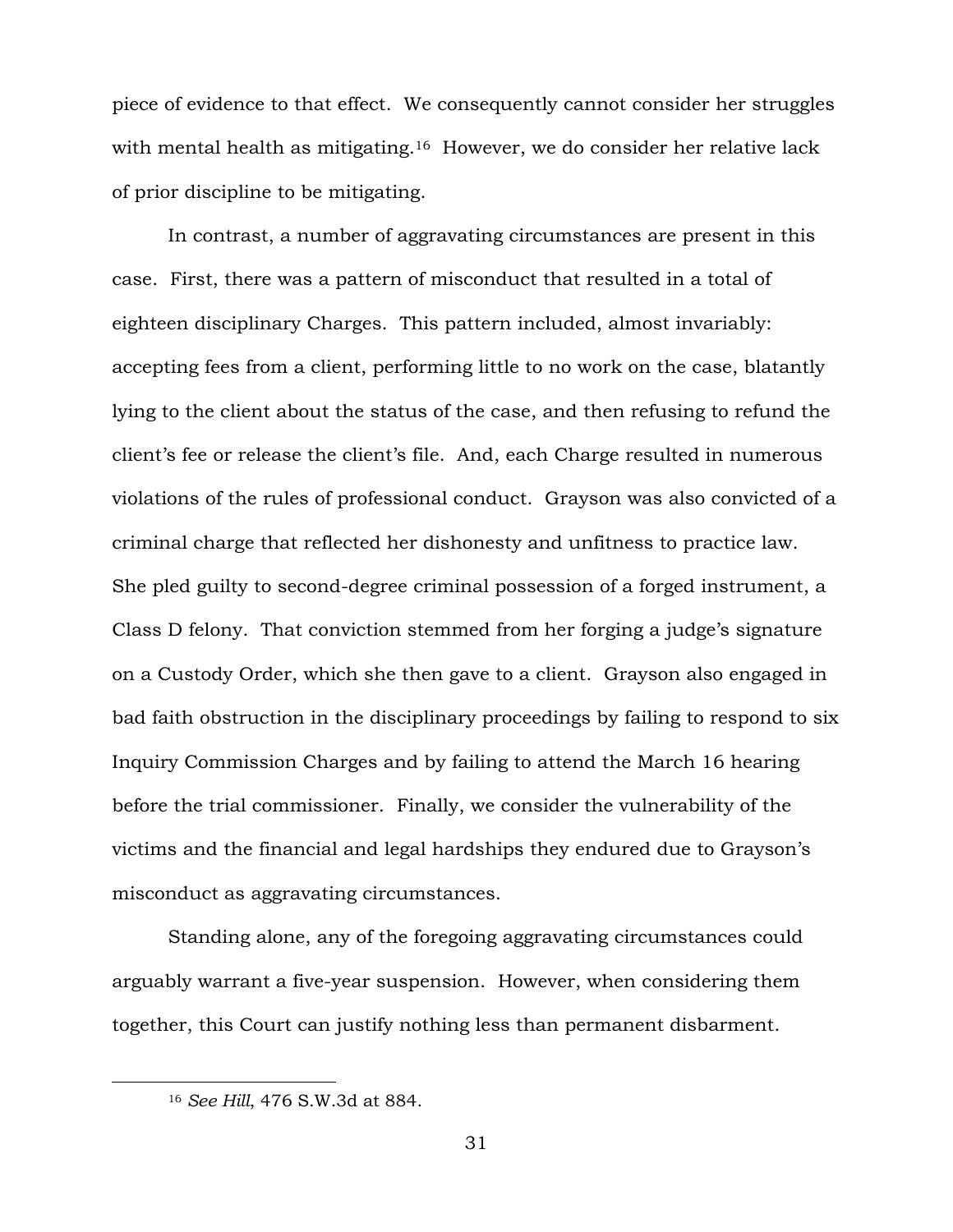piece of evidence to that effect. We consequently cannot consider her struggles with mental health as mitigating.[16] However, we do consider her relative lack of prior discipline to be mitigating.

In contrast, a number of aggravating circumstances are present in this case. First, there was a pattern of misconduct that resulted in a total of eighteen disciplinary Charges. This pattern included, almost invariably: accepting fees from a client, performing little to no work on the case, blatantly lying to the client about the status of the case, and then refusing to refund the client's fee or release the client's file. And, each Charge resulted in numerous violations of the rules of professional conduct. Grayson was also convicted of a criminal charge that reflected her dishonesty and unfitness to practice law. She pled guilty to second-degree criminal possession of a forged instrument, a Class D felony. That conviction stemmed from her forging a judge's signature on a Custody Order, which she then gave to a client. Grayson also engaged in bad faith obstruction in the disciplinary proceedings by failing to respond to six Inquiry Commission Charges and by failing to attend the March 16 hearing before the trial commissioner. Finally, we consider the vulnerability of the victims and the financial and legal hardships they endured due to Grayson's misconduct as aggravating circumstances.

Standing alone, any of the foregoing aggravating circumstances could arguably warrant a five-year suspension. However, when considering them together, this Court can justify nothing less than permanent disbarment.

---

[16] *See Hill*, 476 S.W.3d at 884.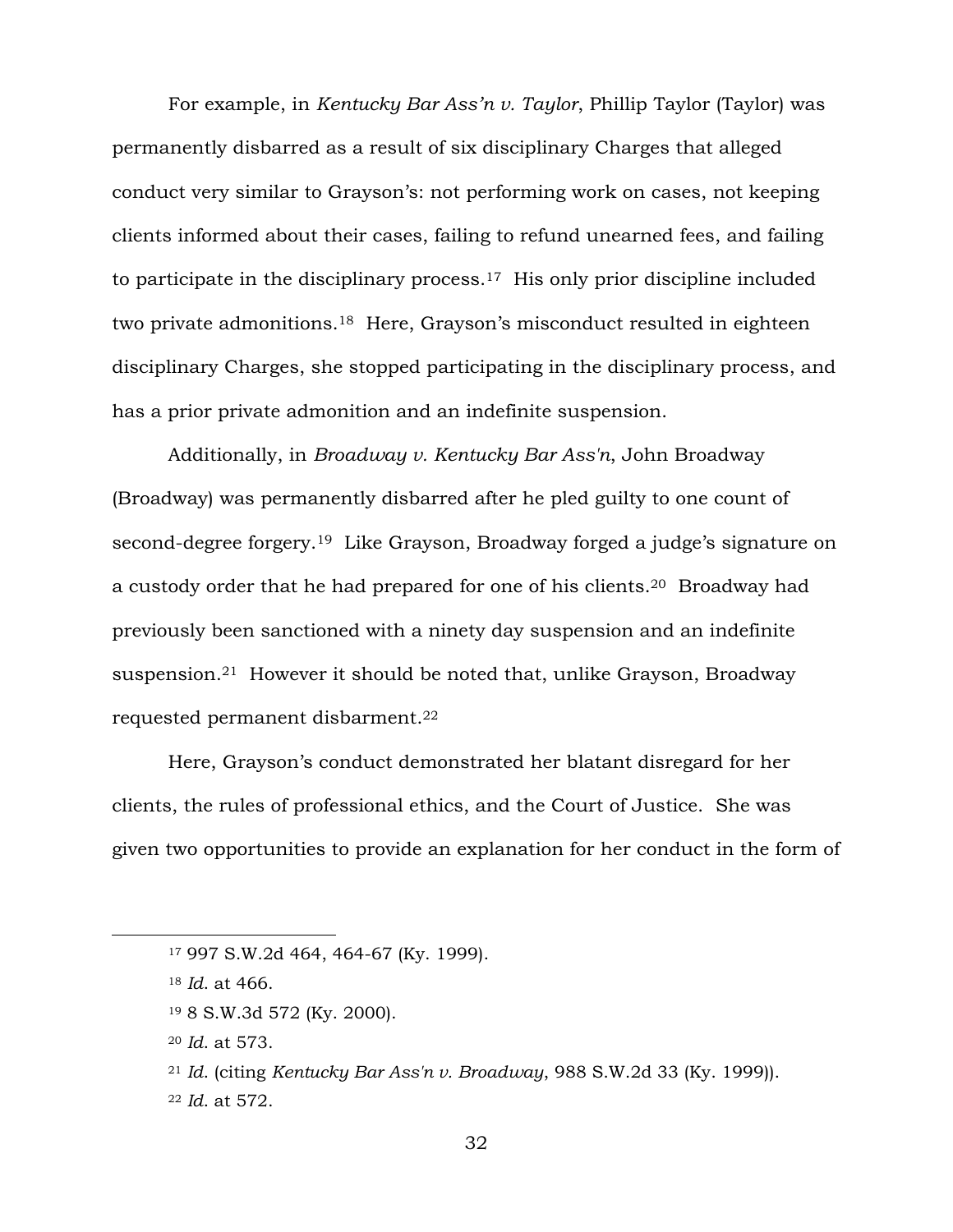For example, in *Kentucky Bar Ass'n v. Taylor*, Phillip Taylor (Taylor) was permanently disbarred as a result of six disciplinary Charges that alleged conduct very similar to Grayson's: not performing work on cases, not keeping clients informed about their cases, failing to refund unearned fees, and failing to participate in the disciplinary process.[17] His only prior discipline included two private admonitions.[18] Here, Grayson's misconduct resulted in eighteen disciplinary Charges, she stopped participating in the disciplinary process, and has a prior private admonition and an indefinite suspension.

Additionally, in *Broadway v. Kentucky Bar Ass'n*, John Broadway (Broadway) was permanently disbarred after he pled guilty to one count of second-degree forgery.[19] Like Grayson, Broadway forged a judge's signature on a custody order that he had prepared for one of his clients.[20] Broadway had previously been sanctioned with a ninety day suspension and an indefinite suspension.[21] However it should be noted that, unlike Grayson, Broadway requested permanent disbarment.[22]

Here, Grayson's conduct demonstrated her blatant disregard for her clients, the rules of professional ethics, and the Court of Justice. She was given two opportunities to provide an explanation for her conduct in the form of

---

[17] 997 S.W.2d 464, 464-67 (Ky. 1999).

[18] *Id.* at 466.

[19] 8 S.W.3d 572 (Ky. 2000).

[20] *Id.* at 573.

[21] *Id.* (citing *Kentucky Bar Ass'n v. Broadway*, 988 S.W.2d 33 (Ky. 1999)).

[22] *Id.* at 572.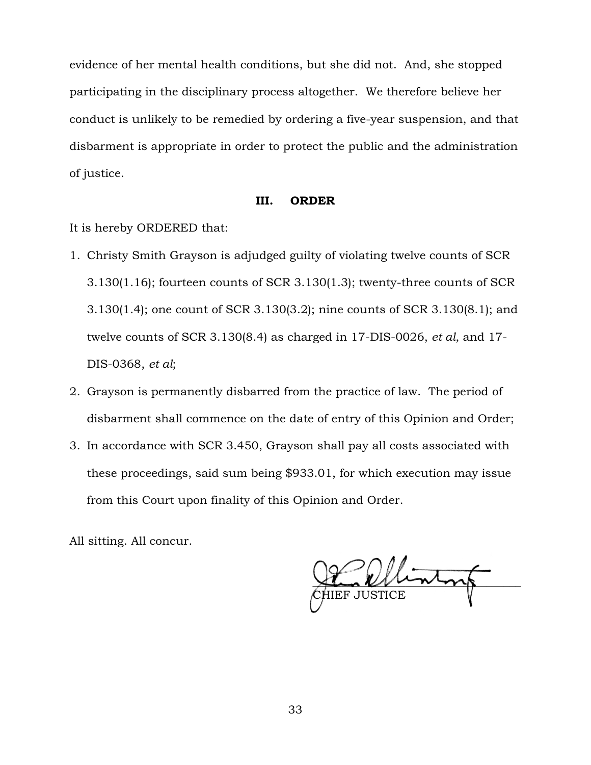evidence of her mental health conditions, but she did not. And, she stopped participating in the disciplinary process altogether. We therefore believe her conduct is unlikely to be remedied by ordering a five-year suspension, and that disbarment is appropriate in order to protect the public and the administration of justice.

## III. ORDER

It is hereby ORDERED that:

1. Christy Smith Grayson is adjudged guilty of violating twelve counts of SCR 3.130(1.16); fourteen counts of SCR 3.130(1.3); twenty-three counts of SCR 3.130(1.4); one count of SCR 3.130(3.2); nine counts of SCR 3.130(8.1); and twelve counts of SCR 3.130(8.4) as charged in 17-DIS-0026, *et al*, and 17-DIS-0368, *et al*;
2. Grayson is permanently disbarred from the practice of law. The period of disbarment shall commence on the date of entry of this Opinion and Order;
3. In accordance with SCR 3.450, Grayson shall pay all costs associated with these proceedings, said sum being $933.01, for which execution may issue from this Court upon finality of this Opinion and Order.

All sitting. All concur.

CHIEF JUSTICE